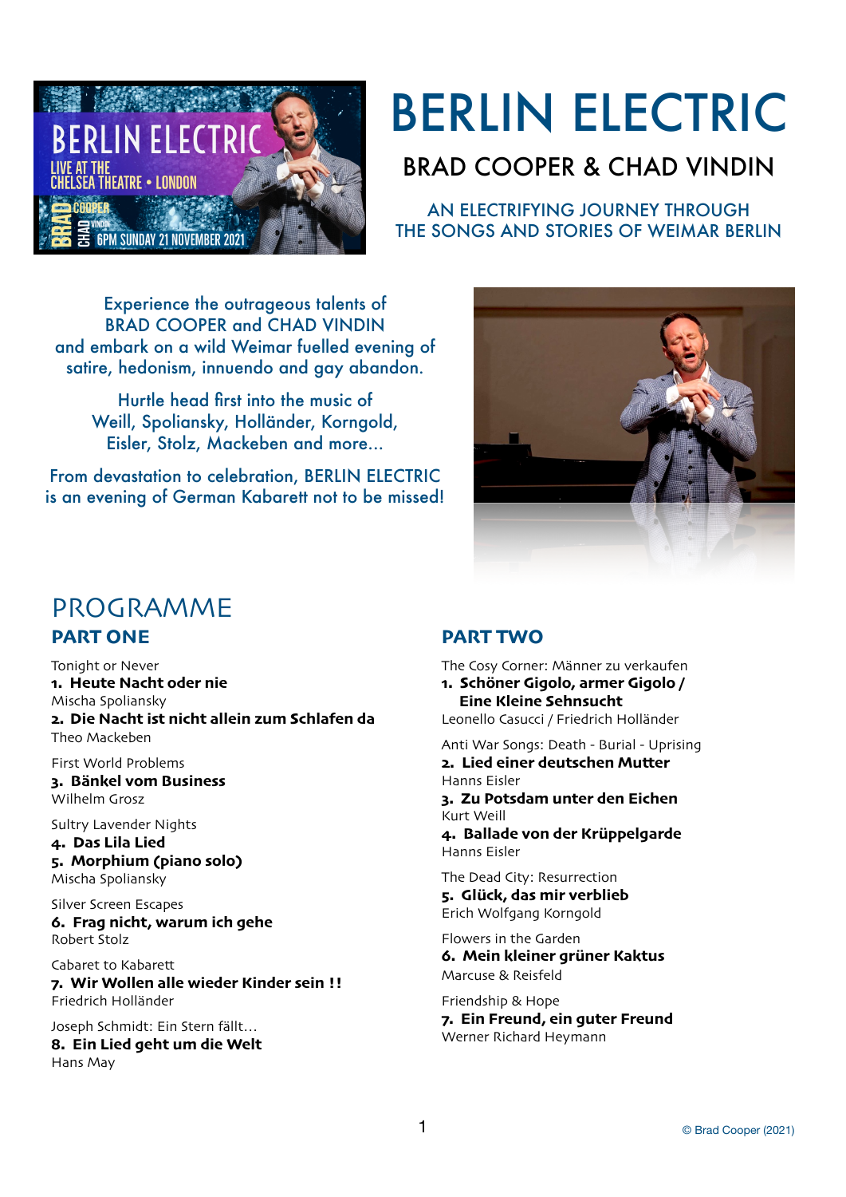# BERLIN ELECTRIC

## BRAD COOPER & CHAD VINDIN

AN ELECTRIFYING JOURNEY THROUGH
THE SONGS AND STORIES OF WEIMAR BERLIN

Experience the outrageous talents of
BRAD COOPER and CHAD VINDIN
and embark on a wild Weimar fuelled evening of
satire, hedonism, innuendo and gay abandon.

Hurtle head first into the music of
Weill, Spoliansky, Holländer, Korngold,
Eisler, Stolz, Mackeben and more…

From devastation to celebration, BERLIN ELECTRIC
is an evening of German Kabarett not to be missed!

## PROGRAMME

### PART ONE

Tonight or Never
1. **Heute Nacht oder nie**
Mischa Spoliansky
2. **Die Nacht ist nicht allein zum Schlafen da**
Theo Mackeben

First World Problems
3. **Bänkel vom Business**
Wilhelm Grosz

Sultry Lavender Nights
4. **Das Lila Lied**
5. **Morphium (piano solo)**
Mischa Spoliansky

Silver Screen Escapes
6. **Frag nicht, warum ich gehe**
Robert Stolz

Cabaret to Kabarett
7. **Wir Wollen alle wieder Kinder sein !!**
Friedrich Holländer

Joseph Schmidt: Ein Stern fällt…
8. **Ein Lied geht um die Welt**
Hans May

### PART TWO

The Cosy Corner: Männer zu verkaufen
1. **Schöner Gigolo, armer Gigolo / Eine Kleine Sehnsucht**
Leonello Casucci / Friedrich Holländer

Anti War Songs: Death - Burial - Uprising
2. **Lied einer deutschen Mutter**
Hanns Eisler
3. **Zu Potsdam unter den Eichen**
Kurt Weill
4. **Ballade von der Krüppelgarde**
Hanns Eisler

The Dead City: Resurrection
5. **Glück, das mir verblieb**
Erich Wolfgang Korngold

Flowers in the Garden
6. **Mein kleiner grüner Kaktus**
Marcuse & Reisfeld

Friendship & Hope
7. **Ein Freund, ein guter Freund**
Werner Richard Heymann

© Brad Cooper (2021)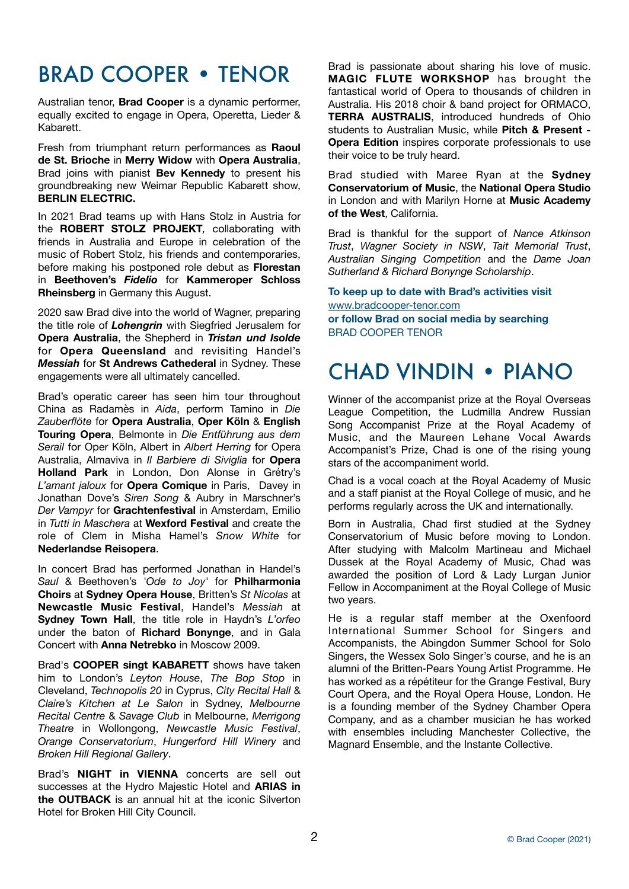# BRAD COOPER • TENOR

Australian tenor, **Brad Cooper** is a dynamic performer, equally excited to engage in Opera, Operetta, Lieder & Kabarett.

Fresh from triumphant return performances as **Raoul de St. Brioche** in **Merry Widow** with **Opera Australia**, Brad joins with pianist **Bev Kennedy** to present his groundbreaking new Weimar Republic Kabarett show, **BERLIN ELECTRIC.**

In 2021 Brad teams up with Hans Stolz in Austria for the **ROBERT STOLZ PROJEKT**, collaborating with friends in Australia and Europe in celebration of the music of Robert Stolz, his friends and contemporaries, before making his postponed role debut as **Florestan** in **Beethoven's *Fidelio*** for **Kammeroper Schloss Rheinsberg** in Germany this August.

2020 saw Brad dive into the world of Wagner, preparing the title role of ***Lohengrin*** with Siegfried Jerusalem for **Opera Australia**, the Shepherd in ***Tristan und Isolde*** for **Opera Queensland** and revisiting Handel's ***Messiah*** for **St Andrews Cathederal** in Sydney. These engagements were all ultimately cancelled.

Brad's operatic career has seen him tour throughout China as Radamès in *Aida*, perform Tamino in *Die Zauberflöte* for **Opera Australia**, **Oper Köln** & **English Touring Opera**, Belmonte in *Die Entführung aus dem Serail* for Oper Köln, Albert in *Albert Herring* for Opera Australia, Almaviva in *Il Barbiere di Siviglia* for **Opera Holland Park** in London, Don Alonse in Grétry's *L'amant jaloux* for **Opera Comique** in Paris, Davey in Jonathan Dove's *Siren Song* & Aubry in Marschner's *Der Vampyr* for **Grachtenfestival** in Amsterdam, Emilio in *Tutti in Maschera* at **Wexford Festival** and create the role of Clem in Misha Hamel's *Snow White* for **Nederlandse Reisopera**.

In concert Brad has performed Jonathan in Handel's *Saul* & Beethoven's *'Ode to Joy'* for **Philharmonia Choirs** at **Sydney Opera House**, Britten's *St Nicolas* at **Newcastle Music Festival**, Handel's *Messiah* at **Sydney Town Hall**, the title role in Haydn's *L'orfeo* under the baton of **Richard Bonynge**, and in Gala Concert with **Anna Netrebko** in Moscow 2009.

Brad's **COOPER singt KABARETT** shows have taken him to London's *Leyton House*, *The Bop Stop* in Cleveland, *Technopolis 20* in Cyprus, *City Recital Hall* & *Claire's Kitchen at Le Salon* in Sydney, *Melbourne Recital Centre* & *Savage Club* in Melbourne, *Merrigong Theatre* in Wollongong, *Newcastle Music Festival*, *Orange Conservatorium*, *Hungerford Hill Winery* and *Broken Hill Regional Gallery*.

Brad's **NIGHT in VIENNA** concerts are sell out successes at the Hydro Majestic Hotel and **ARIAS in the OUTBACK** is an annual hit at the iconic Silverton Hotel for Broken Hill City Council.

Brad is passionate about sharing his love of music. **MAGIC FLUTE WORKSHOP** has brought the fantastical world of Opera to thousands of children in Australia. His 2018 choir & band project for ORMACO, **TERRA AUSTRALIS**, introduced hundreds of Ohio students to Australian Music, while **Pitch & Present - Opera Edition** inspires corporate professionals to use their voice to be truly heard.

Brad studied with Maree Ryan at the **Sydney Conservatorium of Music**, the **National Opera Studio** in London and with Marilyn Horne at **Music Academy of the West**, California.

Brad is thankful for the support of *Nance Atkinson Trust*, *Wagner Society in NSW*, *Tait Memorial Trust*, *Australian Singing Competition* and the *Dame Joan Sutherland & Richard Bonynge Scholarship*.

**To keep up to date with Brad's activities visit**
www.bradcooper-tenor.com
**or follow Brad on social media by searching**
BRAD COOPER TENOR

# CHAD VINDIN • PIANO

Winner of the accompanist prize at the Royal Overseas League Competition, the Ludmilla Andrew Russian Song Accompanist Prize at the Royal Academy of Music, and the Maureen Lehane Vocal Awards Accompanist's Prize, Chad is one of the rising young stars of the accompaniment world.

Chad is a vocal coach at the Royal Academy of Music and a staff pianist at the Royal College of music, and he performs regularly across the UK and internationally.

Born in Australia, Chad first studied at the Sydney Conservatorium of Music before moving to London. After studying with Malcolm Martineau and Michael Dussek at the Royal Academy of Music, Chad was awarded the position of Lord & Lady Lurgan Junior Fellow in Accompaniment at the Royal College of Music two years.

He is a regular staff member at the Oxenfoord International Summer School for Singers and Accompanists, the Abingdon Summer School for Solo Singers, the Wessex Solo Singer's course, and he is an alumni of the Britten-Pears Young Artist Programme. He has worked as a répétiteur for the Grange Festival, Bury Court Opera, and the Royal Opera House, London. He is a founding member of the Sydney Chamber Opera Company, and as a chamber musician he has worked with ensembles including Manchester Collective, the Magnard Ensemble, and the Instante Collective.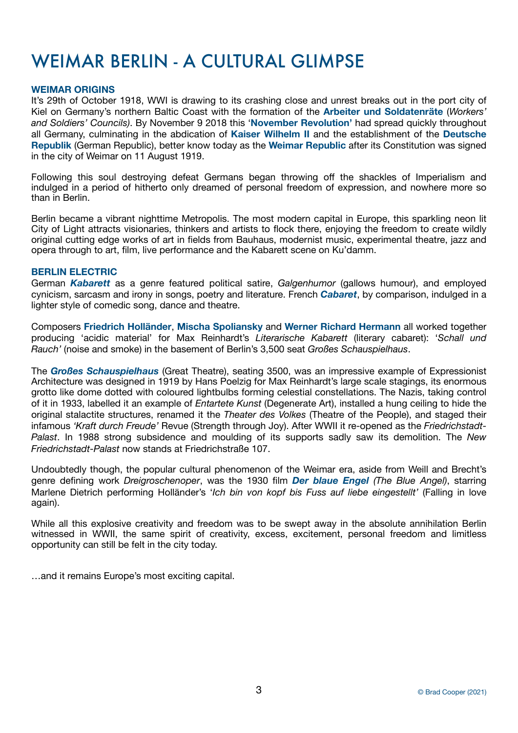# WEIMAR BERLIN - A CULTURAL GLIMPSE

## WEIMAR ORIGINS

It's 29th of October 1918, WWI is drawing to its crashing close and unrest breaks out in the port city of Kiel on Germany's northern Baltic Coast with the formation of the **Arbeiter und Soldatenräte** (*Workers' and Soldiers' Councils)*. By November 9 2018 this '**November Revolution'** had spread quickly throughout all Germany, culminating in the abdication of **Kaiser Wilhelm II** and the establishment of the **Deutsche Republik** (German Republic), better know today as the **Weimar Republic** after its Constitution was signed in the city of Weimar on 11 August 1919.

Following this soul destroying defeat Germans began throwing off the shackles of Imperialism and indulged in a period of hitherto only dreamed of personal freedom of expression, and nowhere more so than in Berlin.

Berlin became a vibrant nighttime Metropolis. The most modern capital in Europe, this sparkling neon lit City of Light attracts visionaries, thinkers and artists to flock there, enjoying the freedom to create wildly original cutting edge works of art in fields from Bauhaus, modernist music, experimental theatre, jazz and opera through to art, film, live performance and the Kabarett scene on Ku'damm.

## BERLIN ELECTRIC

German ***Kabarett*** as a genre featured political satire, *Galgenhumor* (gallows humour), and employed cynicism, sarcasm and irony in songs, poetry and literature. French ***Cabaret***, by comparison, indulged in a lighter style of comedic song, dance and theatre.

Composers **Friedrich Holländer**, **Mischa Spoliansky** and **Werner Richard Hermann** all worked together producing 'acidic material' for Max Reinhardt's *Literarische Kabarett* (literary cabaret): '*Schall und Rauch'* (noise and smoke) in the basement of Berlin's 3,500 seat *Großes Schauspielhaus*.

The ***Großes Schauspielhaus*** (Great Theatre), seating 3500, was an impressive example of Expressionist Architecture was designed in 1919 by Hans Poelzig for Max Reinhardt's large scale stagings, its enormous grotto like dome dotted with coloured lightbulbs forming celestial constellations. The Nazis, taking control of it in 1933, labelled it an example of *Entartete Kunst* (Degenerate Art), installed a hung ceiling to hide the original stalactite structures, renamed it the *Theater des Volkes* (Theatre of the People), and staged their infamous *'Kraft durch Freude'* Revue (Strength through Joy). After WWII it re-opened as the *Friedrichstadt-Palast*. In 1988 strong subsidence and moulding of its supports sadly saw its demolition. The *New Friedrichstadt-Palast* now stands at Friedrichstraße 107.

Undoubtedly though, the popular cultural phenomenon of the Weimar era, aside from Weill and Brecht's genre defining work *Dreigroschenoper*, was the 1930 film ***Der blaue Engel*** *(The Blue Angel)*, starring Marlene Dietrich performing Holländer's '*Ich bin von kopf bis Fuss auf liebe eingestellt'* (Falling in love again).

While all this explosive creativity and freedom was to be swept away in the absolute annihilation Berlin witnessed in WWII, the same spirit of creativity, excess, excitement, personal freedom and limitless opportunity can still be felt in the city today.

…and it remains Europe's most exciting capital.

© Brad Cooper (2021)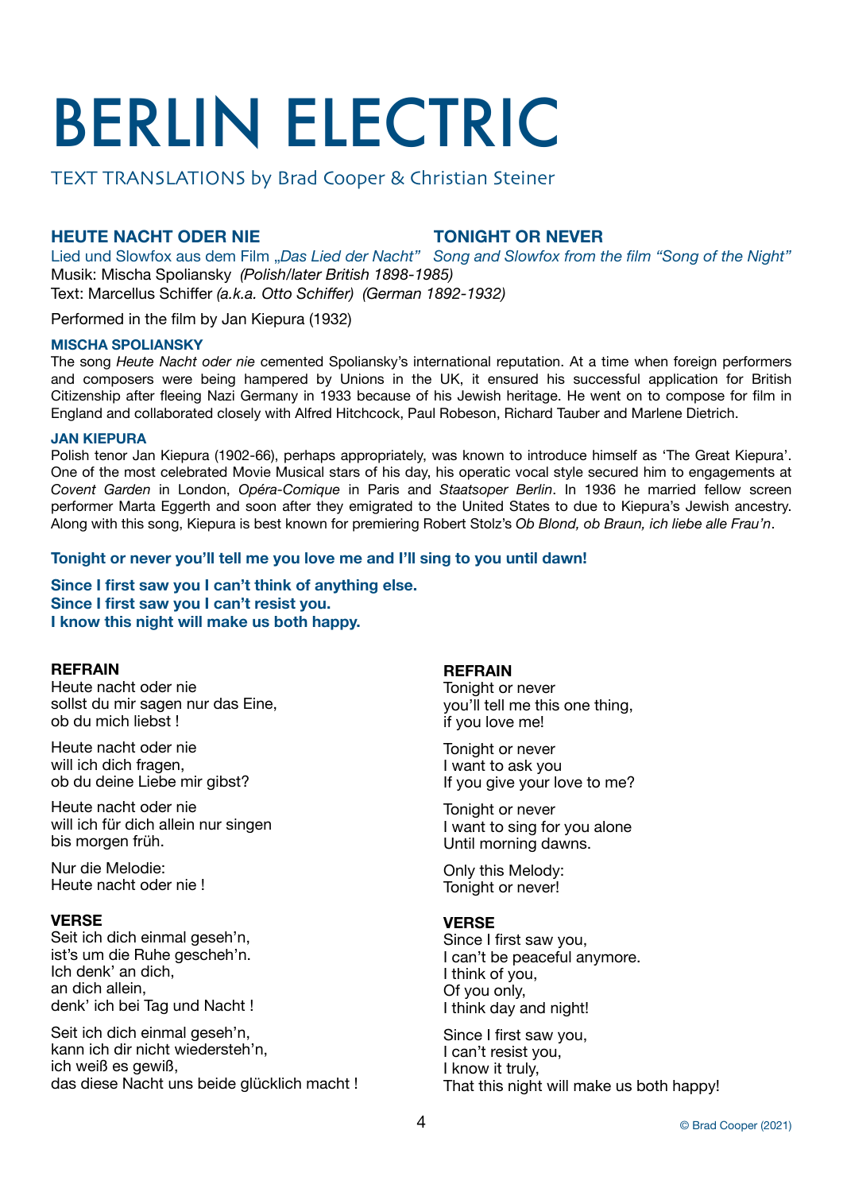# BERLIN ELECTRIC

TEXT TRANSLATIONS by Brad Cooper & Christian Steiner

## HEUTE NACHT ODER NIE

Lied und Slowfox aus dem Film *„Das Lied der Nacht"*

## TONIGHT OR NEVER

*Song and Slowfox from the film "Song of the Night"*

Musik: Mischa Spoliansky *(Polish/later British 1898-1985)*
Text: Marcellus Schiffer *(a.k.a. Otto Schiffer) (German 1892-1932)*

Performed in the film by Jan Kiepura (1932)

### MISCHA SPOLIANSKY

The song *Heute Nacht oder nie* cemented Spoliansky's international reputation. At a time when foreign performers and composers were being hampered by Unions in the UK, it ensured his successful application for British Citizenship after fleeing Nazi Germany in 1933 because of his Jewish heritage. He went on to compose for film in England and collaborated closely with Alfred Hitchcock, Paul Robeson, Richard Tauber and Marlene Dietrich.

### JAN KIEPURA

Polish tenor Jan Kiepura (1902-66), perhaps appropriately, was known to introduce himself as 'The Great Kiepura'. One of the most celebrated Movie Musical stars of his day, his operatic vocal style secured him to engagements at *Covent Garden* in London, *Opéra-Comique* in Paris and *Staatsoper Berlin*. In 1936 he married fellow screen performer Marta Eggerth and soon after they emigrated to the United States to due to Kiepura's Jewish ancestry. Along with this song, Kiepura is best known for premiering Robert Stolz's *Ob Blond, ob Braun, ich liebe alle Frau'n*.

**Tonight or never you'll tell me you love me and I'll sing to you until dawn!**

**Since I first saw you I can't think of anything else.**
**Since I first saw you I can't resist you.**
**I know this night will make us both happy.**

**REFRAIN**
Heute nacht oder nie
sollst du mir sagen nur das Eine,
ob du mich liebst !

Heute nacht oder nie
will ich dich fragen,
ob du deine Liebe mir gibst?

Heute nacht oder nie
will ich für dich allein nur singen
bis morgen früh.

Nur die Melodie:
Heute nacht oder nie !

**VERSE**
Seit ich dich einmal geseh'n,
ist's um die Ruhe gescheh'n.
Ich denk' an dich,
an dich allein,
denk' ich bei Tag und Nacht !

Seit ich dich einmal geseh'n,
kann ich dir nicht wiedersteh'n,
ich weiß es gewiß,
das diese Nacht uns beide glücklich macht !

**REFRAIN**
Tonight or never
you'll tell me this one thing,
if you love me!

Tonight or never
I want to ask you
If you give your love to me?

Tonight or never
I want to sing for you alone
Until morning dawns.

Only this Melody:
Tonight or never!

**VERSE**
Since I first saw you,
I can't be peaceful anymore.
I think of you,
Of you only,
I think day and night!

Since I first saw you,
I can't resist you,
I know it truly,
That this night will make us both happy!

© Brad Cooper (2021)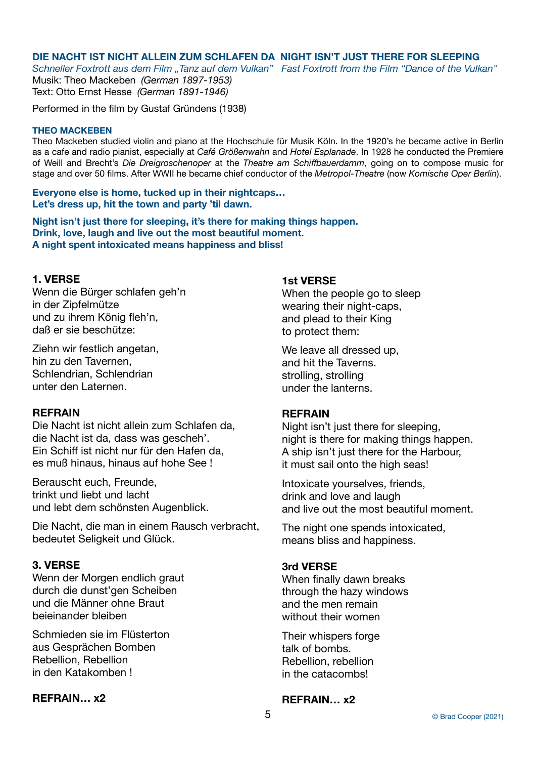## DIE NACHT IST NICHT ALLEIN ZUM SCHLAFEN DA / NIGHT ISN'T JUST THERE FOR SLEEPING

*Schneller Foxtrott aus dem Film „Tanz auf dem Vulkan"* / *Fast Foxtrott from the Film "Dance of the Vulkan"*

Musik: Theo Mackeben *(German 1897-1953)*
Text: Otto Ernst Hesse *(German 1891-1946)*

Performed in the film by Gustaf Gründens (1938)

### THEO MACKEBEN

Theo Mackeben studied violin and piano at the Hochschule für Musik Köln. In the 1920's he became active in Berlin as a cafe and radio pianist, especially at *Café Größenwahn* and *Hotel Esplanade*. In 1928 he conducted the Premiere of Weill and Brecht's *Die Dreigroschenoper* at the *Theatre am Schiffbauerdamm*, going on to compose music for stage and over 50 films. After WWII he became chief conductor of the *Metropol-Theatre* (now *Komische Oper Berlin*).

**Everyone else is home, tucked up in their nightcaps…**
**Let's dress up, hit the town and party 'til dawn.**

**Night isn't just there for sleeping, it's there for making things happen.**
**Drink, love, laugh and live out the most beautiful moment.**
**A night spent intoxicated means happiness and bliss!**

### 1. VERSE

Wenn die Bürger schlafen geh'n
in der Zipfelmütze
und zu ihrem König fleh'n,
daß er sie beschütze:

Ziehn wir festlich angetan,
hin zu den Tavernen,
Schlendrian, Schlendrian
unter den Laternen.

### REFRAIN

Die Nacht ist nicht allein zum Schlafen da,
die Nacht ist da, dass was gescheh'.
Ein Schiff ist nicht nur für den Hafen da,
es muß hinaus, hinaus auf hohe See !

Berauscht euch, Freunde,
trinkt und liebt und lacht
und lebt dem schönsten Augenblick.

Die Nacht, die man in einem Rausch verbracht,
bedeutet Seligkeit und Glück.

### 3. VERSE

Wenn der Morgen endlich graut
durch die dunst'gen Scheiben
und die Männer ohne Braut
beieinander bleiben

Schmieden sie im Flüsterton
aus Gesprächen Bomben
Rebellion, Rebellion
in den Katakomben !

**REFRAIN… x2**

### 1st VERSE

When the people go to sleep
wearing their night-caps,
and plead to their King
to protect them:

We leave all dressed up,
and hit the Taverns.
strolling, strolling
under the lanterns.

### REFRAIN

Night isn't just there for sleeping,
night is there for making things happen.
A ship isn't just there for the Harbour,
it must sail onto the high seas!

Intoxicate yourselves, friends,
drink and love and laugh
and live out the most beautiful moment.

The night one spends intoxicated,
means bliss and happiness.

### 3rd VERSE

When finally dawn breaks
through the hazy windows
and the men remain
without their women

Their whispers forge
talk of bombs.
Rebellion, rebellion
in the catacombs!

**REFRAIN… x2**

© Brad Cooper (2021)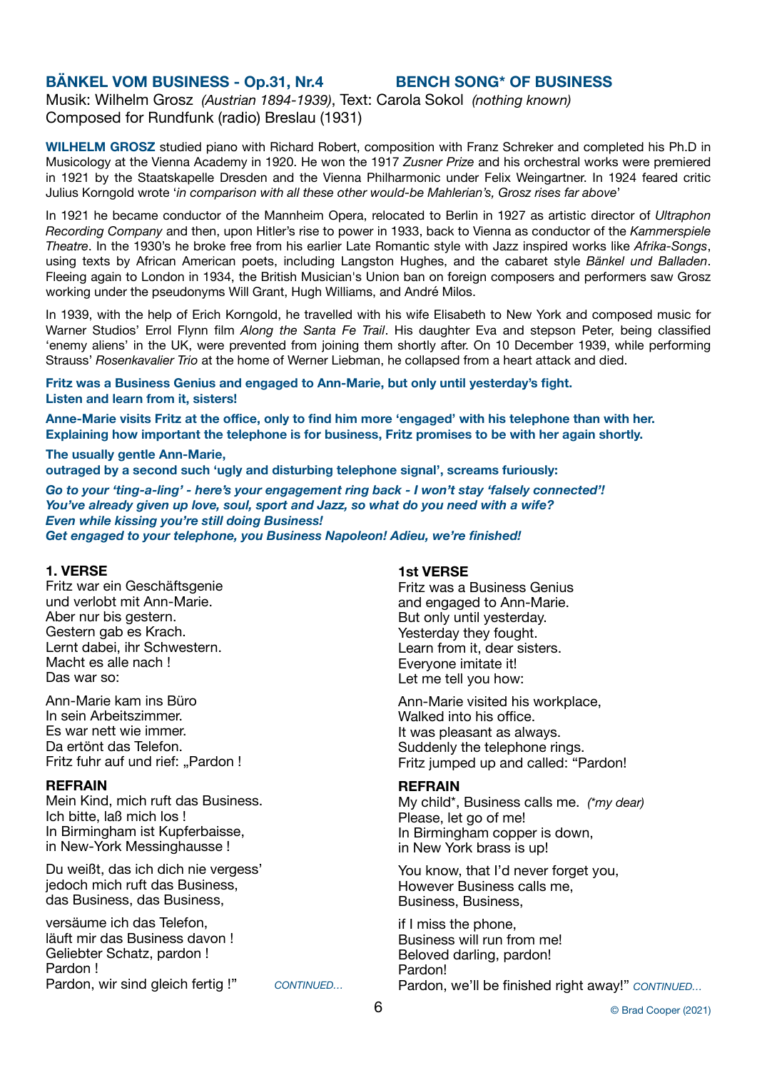## BÄNKEL VOM BUSINESS - Op.31, Nr.4 — BENCH SONG* OF BUSINESS

Musik: Wilhelm Grosz *(Austrian 1894-1939)*, Text: Carola Sokol *(nothing known)*
Composed for Rundfunk (radio) Breslau (1931)

**WILHELM GROSZ** studied piano with Richard Robert, composition with Franz Schreker and completed his Ph.D in Musicology at the Vienna Academy in 1920. He won the 1917 *Zusner Prize* and his orchestral works were premiered in 1921 by the Staatskapelle Dresden and the Vienna Philharmonic under Felix Weingartner. In 1924 feared critic Julius Korngold wrote '*in comparison with all these other would-be Mahlerian's, Grosz rises far above*'

In 1921 he became conductor of the Mannheim Opera, relocated to Berlin in 1927 as artistic director of *Ultraphon Recording Company* and then, upon Hitler's rise to power in 1933, back to Vienna as conductor of the *Kammerspiele Theatre*. In the 1930's he broke free from his earlier Late Romantic style with Jazz inspired works like *Afrika-Songs*, using texts by African American poets, including Langston Hughes, and the cabaret style *Bänkel und Balladen*. Fleeing again to London in 1934, the British Musician's Union ban on foreign composers and performers saw Grosz working under the pseudonyms Will Grant, Hugh Williams, and André Milos.

In 1939, with the help of Erich Korngold, he travelled with his wife Elisabeth to New York and composed music for Warner Studios' Errol Flynn film *Along the Santa Fe Trail*. His daughter Eva and stepson Peter, being classified 'enemy aliens' in the UK, were prevented from joining them shortly after. On 10 December 1939, while performing Strauss' *Rosenkavalier Trio* at the home of Werner Liebman, he collapsed from a heart attack and died.

**Fritz was a Business Genius and engaged to Ann-Marie, but only until yesterday's fight.
Listen and learn from it, sisters!**

**Anne-Marie visits Fritz at the office, only to find him more 'engaged' with his telephone than with her.
Explaining how important the telephone is for business, Fritz promises to be with her again shortly.**

**The usually gentle Ann-Marie,
outraged by a second such 'ugly and disturbing telephone signal', screams furiously:**

***Go to your 'ting-a-ling' - here's your engagement ring back - I won't stay 'falsely connected'!
You've already given up love, soul, sport and Jazz, so what do you need with a wife?
Even while kissing you're still doing Business!
Get engaged to your telephone, you Business Napoleon! Adieu, we're finished!***

**1. VERSE**
Fritz war ein Geschäftsgenie
und verlobt mit Ann-Marie.
Aber nur bis gestern.
Gestern gab es Krach.
Lernt dabei, ihr Schwestern.
Macht es alle nach !
Das war so:

Ann-Marie kam ins Büro
In sein Arbeitszimmer.
Es war nett wie immer.
Da ertönt das Telefon.
Fritz fuhr auf und rief: „Pardon !

**REFRAIN**
Mein Kind, mich ruft das Business.
Ich bitte, laß mich los !
In Birmingham ist Kupferbaisse,
in New-York Messinghausse !

Du weißt, das ich dich nie vergess'
jedoch mich ruft das Business,
das Business, das Business,

versäume ich das Telefon,
läuft mir das Business davon !
Geliebter Schatz, pardon !
Pardon !
Pardon, wir sind gleich fertig !"

*CONTINUED...*

**1st VERSE**
Fritz was a Business Genius
and engaged to Ann-Marie.
But only until yesterday.
Yesterday they fought.
Learn from it, dear sisters.
Everyone imitate it!
Let me tell you how:

Ann-Marie visited his workplace,
Walked into his office.
It was pleasant as always.
Suddenly the telephone rings.
Fritz jumped up and called: "Pardon!

**REFRAIN**
My child*, Business calls me. *(*my dear)*
Please, let go of me!
In Birmingham copper is down,
in New York brass is up!

You know, that I'd never forget you,
However Business calls me,
Business, Business,

if I miss the phone,
Business will run from me!
Beloved darling, pardon!
Pardon!
Pardon, we'll be finished right away!" *CONTINUED...*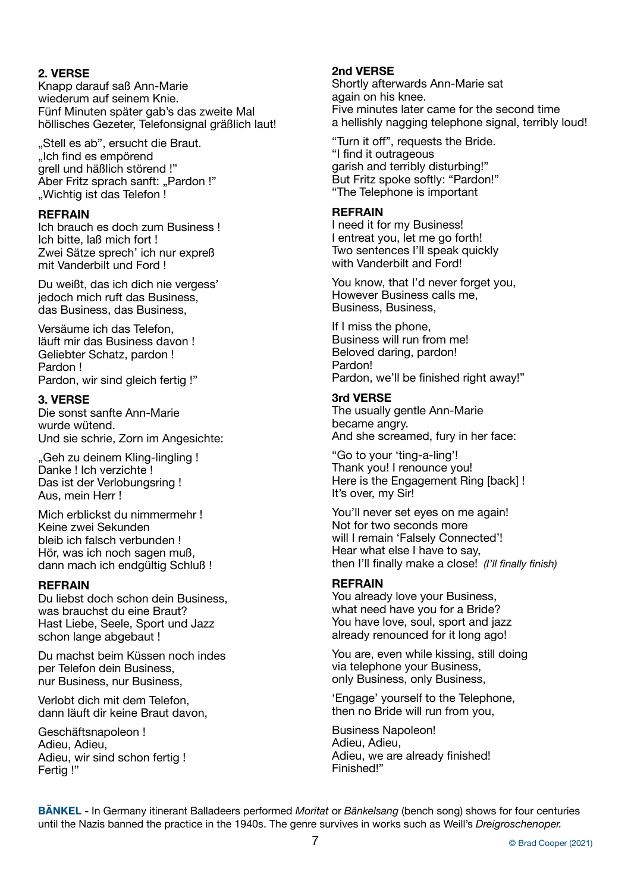**2. VERSE**
Knapp darauf saß Ann-Marie
wiederum auf seinem Knie.
Fünf Minuten später gab's das zweite Mal
höllisches Gezeter, Telefonsignal gräßlich laut!

„Stell es ab", ersucht die Braut.
„Ich find es empörend
grell und häßlich störend !"
Aber Fritz sprach sanft: „Pardon !"
„Wichtig ist das Telefon !

**REFRAIN**
Ich brauch es doch zum Business !
Ich bitte, laß mich fort !
Zwei Sätze sprech' ich nur expreß
mit Vanderbilt und Ford !

Du weißt, das ich dich nie vergess'
jedoch mich ruft das Business,
das Business, das Business,

Versäume ich das Telefon,
läuft mir das Business davon !
Geliebter Schatz, pardon !
Pardon !
Pardon, wir sind gleich fertig !"

**3. VERSE**
Die sonst sanfte Ann-Marie
wurde wütend.
Und sie schrie, Zorn im Angesichte:

„Geh zu deinem Kling-lingling !
Danke ! Ich verzichte !
Das ist der Verlobungsring !
Aus, mein Herr !

Mich erblickst du nimmermehr !
Keine zwei Sekunden
bleib ich falsch verbunden !
Hör, was ich noch sagen muß,
dann mach ich endgültig Schluß !

**REFRAIN**
Du liebst doch schon dein Business,
was brauchst du eine Braut?
Hast Liebe, Seele, Sport und Jazz
schon lange abgebaut !

Du machst beim Küssen noch indes
per Telefon dein Business,
nur Business, nur Business,

Verlobt dich mit dem Telefon,
dann läuft dir keine Braut davon,

Geschäftsnapoleon !
Adieu, Adieu,
Adieu, wir sind schon fertig !
Fertig !"

**2nd VERSE**
Shortly afterwards Ann-Marie sat
again on his knee.
Five minutes later came for the second time
a hellishly nagging telephone signal, terribly loud!

"Turn it off", requests the Bride.
"I find it outrageous
garish and terribly disturbing!"
But Fritz spoke softly: "Pardon!"
"The Telephone is important

**REFRAIN**
I need it for my Business!
I entreat you, let me go forth!
Two sentences I'll speak quickly
with Vanderbilt and Ford!

You know, that I'd never forget you,
However Business calls me,
Business, Business,

If I miss the phone,
Business will run from me!
Beloved daring, pardon!
Pardon!
Pardon, we'll be finished right away!"

**3rd VERSE**
The usually gentle Ann-Marie
became angry.
And she screamed, fury in her face:

"Go to your 'ting-a-ling'!
Thank you! I renounce you!
Here is the Engagement Ring [back] !
It's over, my Sir!

You'll never set eyes on me again!
Not for two seconds more
will I remain 'Falsely Connected'!
Hear what else I have to say,
then I'll finally make a close! *(I'll finally finish)*

**REFRAIN**
You already love your Business,
what need have you for a Bride?
You have love, soul, sport and jazz
already renounced for it long ago!

You are, even while kissing, still doing
via telephone your Business,
only Business, only Business,

'Engage' yourself to the Telephone,
then no Bride will run from you,

Business Napoleon!
Adieu, Adieu,
Adieu, we are already finished!
Finished!"

**BÄNKEL** - In Germany itinerant Balladeers performed *Moritat* or *Bänkelsang* (bench song) shows for four centuries until the Nazis banned the practice in the 1940s. The genre survives in works such as Weill's *Dreigroschenoper.*

© Brad Cooper (2021)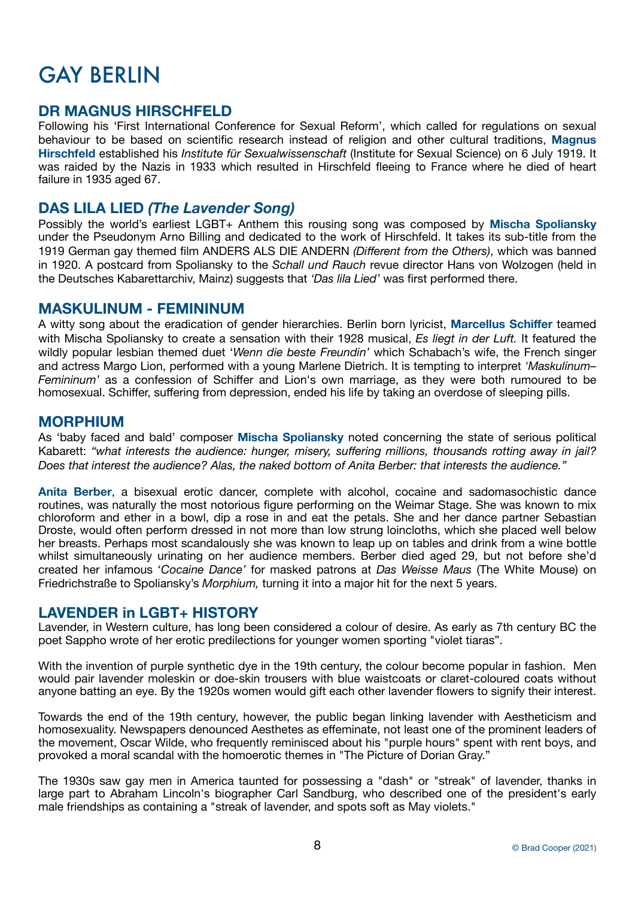# GAY BERLIN

## DR MAGNUS HIRSCHFELD

Following his 'First International Conference for Sexual Reform', which called for regulations on sexual behaviour to be based on scientific research instead of religion and other cultural traditions, **Magnus Hirschfeld** established his *Institute für Sexualwissenschaft* (Institute for Sexual Science) on 6 July 1919. It was raided by the Nazis in 1933 which resulted in Hirschfeld fleeing to France where he died of heart failure in 1935 aged 67.

## DAS LILA LIED *(The Lavender Song)*

Possibly the world's earliest LGBT+ Anthem this rousing song was composed by **Mischa Spoliansky** under the Pseudonym Arno Billing and dedicated to the work of Hirschfeld. It takes its sub-title from the 1919 German gay themed film ANDERS ALS DIE ANDERN *(Different from the Others)*, which was banned in 1920. A postcard from Spoliansky to the *Schall und Rauch* revue director Hans von Wolzogen (held in the Deutsches Kabarettarchiv, Mainz) suggests that *'Das lila Lied'* was first performed there.

## MASKULINUM - FEMININUM

A witty song about the eradication of gender hierarchies. Berlin born lyricist, **Marcellus Schiffer** teamed with Mischa Spoliansky to create a sensation with their 1928 musical, *Es liegt in der Luft.* It featured the wildly popular lesbian themed duet '*Wenn die beste Freundin'* which Schabach's wife, the French singer and actress Margo Lion, performed with a young Marlene Dietrich. It is tempting to interpret *'Maskulinum–Femininum'* as a confession of Schiffer and Lion's own marriage, as they were both rumoured to be homosexual. Schiffer, suffering from depression, ended his life by taking an overdose of sleeping pills.

## MORPHIUM

As 'baby faced and bald' composer **Mischa Spoliansky** noted concerning the state of serious political Kabarett: *"what interests the audience: hunger, misery, suffering millions, thousands rotting away in jail? Does that interest the audience? Alas, the naked bottom of Anita Berber: that interests the audience."*

**Anita Berber**, a bisexual erotic dancer, complete with alcohol, cocaine and sadomasochistic dance routines, was naturally the most notorious figure performing on the Weimar Stage. She was known to mix chloroform and ether in a bowl, dip a rose in and eat the petals. She and her dance partner Sebastian Droste, would often perform dressed in not more than low strung loincloths, which she placed well below her breasts. Perhaps most scandalously she was known to leap up on tables and drink from a wine bottle whilst simultaneously urinating on her audience members. Berber died aged 29, but not before she'd created her infamous '*Cocaine Dance'* for masked patrons at *Das Weisse Maus* (The White Mouse) on Friedrichstraße to Spoliansky's *Morphium,* turning it into a major hit for the next 5 years.

## LAVENDER in LGBT+ HISTORY

Lavender, in Western culture, has long been considered a colour of desire. As early as 7th century BC the poet Sappho wrote of her erotic predilections for younger women sporting "violet tiaras".

With the invention of purple synthetic dye in the 19th century, the colour become popular in fashion. Men would pair lavender moleskin or doe-skin trousers with blue waistcoats or claret-coloured coats without anyone batting an eye. By the 1920s women would gift each other lavender flowers to signify their interest.

Towards the end of the 19th century, however, the public began linking lavender with Aestheticism and homosexuality. Newspapers denounced Aesthetes as effeminate, not least one of the prominent leaders of the movement, Oscar Wilde, who frequently reminisced about his "purple hours" spent with rent boys, and provoked a moral scandal with the homoerotic themes in "The Picture of Dorian Gray."

The 1930s saw gay men in America taunted for possessing a "dash" or "streak" of lavender, thanks in large part to Abraham Lincoln's biographer Carl Sandburg, who described one of the president's early male friendships as containing a "streak of lavender, and spots soft as May violets."

© Brad Cooper (2021)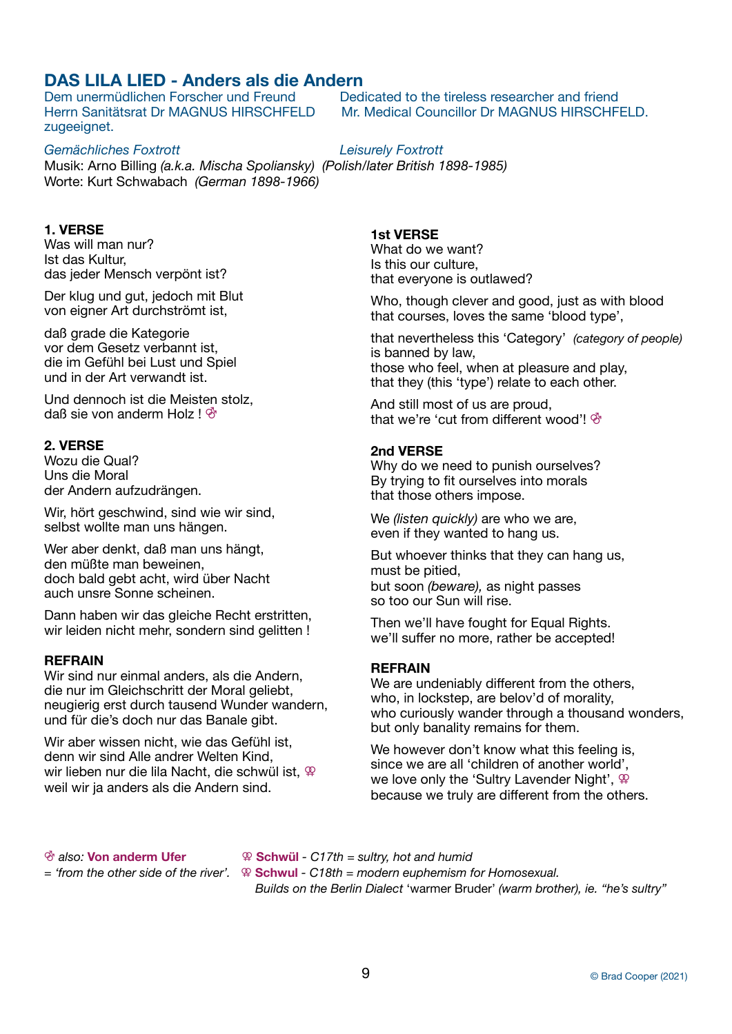## DAS LILA LIED - Anders als die Andern

Dem unermüdlichen Forscher und Freund
Herrn Sanitätsrat Dr MAGNUS HIRSCHFELD
zugeeignet.

Dedicated to the tireless researcher and friend
Mr. Medical Councillor Dr MAGNUS HIRSCHFELD.

*Gemächliches Foxtrott* — *Leisurely Foxtrott*

Musik: Arno Billing *(a.k.a. Mischa Spoliansky) (Polish/later British 1898-1985)*
Worte: Kurt Schwabach *(German 1898-1966)*

**1. VERSE**
Was will man nur?
Ist das Kultur,
das jeder Mensch verpönt ist?

Der klug und gut, jedoch mit Blut
von eigner Art durchströmt ist,

daß grade die Kategorie
vor dem Gesetz verbannt ist,
die im Gefühl bei Lust und Spiel
und in der Art verwandt ist.

Und dennoch ist die Meisten stolz,
daß sie von anderm Holz ! ⚦

**2. VERSE**
Wozu die Qual?
Uns die Moral
der Andern aufzudrängen.

Wir, hört geschwind, sind wie wir sind,
selbst wollte man uns hängen.

Wer aber denkt, daß man uns hängt,
den müßte man beweinen,
doch bald gebt acht, wird über Nacht
auch unsre Sonne scheinen.

Dann haben wir das gleiche Recht erstritten,
wir leiden nicht mehr, sondern sind gelitten !

**REFRAIN**
Wir sind nur einmal anders, als die Andern,
die nur im Gleichschritt der Moral geliebt,
neugierig erst durch tausend Wunder wandern,
und für die's doch nur das Banale gibt.

Wir aber wissen nicht, wie das Gefühl ist,
denn wir sind Alle andrer Welten Kind,
wir lieben nur die lila Nacht, die schwül ist, ⚢
weil wir ja anders als die Andern sind.

**1st VERSE**
What do we want?
Is this our culture,
that everyone is outlawed?

Who, though clever and good, just as with blood
that courses, loves the same 'blood type',

that nevertheless this 'Category' *(category of people)*
is banned by law,
those who feel, when at pleasure and play,
that they (this 'type') relate to each other.

And still most of us are proud,
that we're 'cut from different wood'! ⚦

**2nd VERSE**
Why do we need to punish ourselves?
By trying to fit ourselves into morals
that those others impose.

We *(listen quickly)* are who we are,
even if they wanted to hang us.

But whoever thinks that they can hang us,
must be pitied,
but soon *(beware),* as night passes
so too our Sun will rise.

Then we'll have fought for Equal Rights.
we'll suffer no more, rather be accepted!

**REFRAIN**
We are undeniably different from the others,
who, in lockstep, are belov'd of morality,
who curiously wander through a thousand wonders,
but only banality remains for them.

We however don't know what this feeling is,
since we are all 'children of another world',
we love only the 'Sultry Lavender Night', ⚢
because we truly are different from the others.

⚦ *also:* **Von anderm Ufer**
= *'from the other side of the river'.*

⚢ **Schwül** - *C17th = sultry, hot and humid*
⚢ **Schwul** - *C18th = modern euphemism for Homosexual.*
*Builds on the Berlin Dialect* 'warmer Bruder' *(warm brother), ie. "he's sultry"*

© Brad Cooper (2021)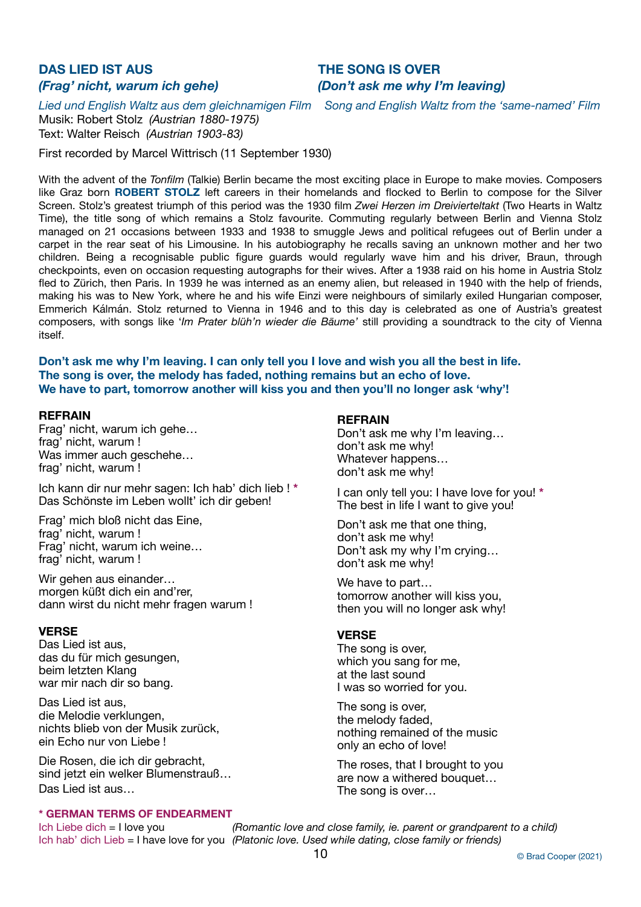## DAS LIED IST AUS
### *(Frag' nicht, warum ich gehe)*

*Lied und English Waltz aus dem gleichnamigen Film*

## THE SONG IS OVER
### *(Don't ask me why I'm leaving)*

*Song and English Waltz from the 'same-named' Film*

Musik: Robert Stolz *(Austrian 1880-1975)*
Text: Walter Reisch *(Austrian 1903-83)*

First recorded by Marcel Wittrisch (11 September 1930)

With the advent of the *Tonfilm* (Talkie) Berlin became the most exciting place in Europe to make movies. Composers like Graz born **ROBERT STOLZ** left careers in their homelands and flocked to Berlin to compose for the Silver Screen. Stolz's greatest triumph of this period was the 1930 film *Zwei Herzen im Dreivierteltakt* (Two Hearts in Waltz Time), the title song of which remains a Stolz favourite. Commuting regularly between Berlin and Vienna Stolz managed on 21 occasions between 1933 and 1938 to smuggle Jews and political refugees out of Berlin under a carpet in the rear seat of his Limousine. In his autobiography he recalls saving an unknown mother and her two children. Being a recognisable public figure guards would regularly wave him and his driver, Braun, through checkpoints, even on occasion requesting autographs for their wives. After a 1938 raid on his home in Austria Stolz fled to Zürich, then Paris. In 1939 he was interned as an enemy alien, but released in 1940 with the help of friends, making his was to New York, where he and his wife Einzi were neighbours of similarly exiled Hungarian composer, Emmerich Kálmán. Stolz returned to Vienna in 1946 and to this day is celebrated as one of Austria's greatest composers, with songs like '*Im Prater blüh'n wieder die Bäume*' still providing a soundtrack to the city of Vienna itself.

**Don't ask me why I'm leaving. I can only tell you I love and wish you all the best in life.
The song is over, the melody has faded, nothing remains but an echo of love.
We have to part, tomorrow another will kiss you and then you'll no longer ask 'why'!**

**REFRAIN**
Frag' nicht, warum ich gehe…
frag' nicht, warum !
Was immer auch geschehe…
frag' nicht, warum !

Ich kann dir nur mehr sagen: Ich hab' dich lieb ! *
Das Schönste im Leben wollt' ich dir geben!

Frag' mich bloß nicht das Eine,
frag' nicht, warum !
Frag' nicht, warum ich weine…
frag' nicht, warum !

Wir gehen aus einander…
morgen küßt dich ein and'rer,
dann wirst du nicht mehr fragen warum !

**VERSE**
Das Lied ist aus,
das du für mich gesungen,
beim letzten Klang
war mir nach dir so bang.

Das Lied ist aus,
die Melodie verklungen,
nichts blieb von der Musik zurück,
ein Echo nur von Liebe !

Die Rosen, die ich dir gebracht,
sind jetzt ein welker Blumenstrauß…
Das Lied ist aus…

**REFRAIN**
Don't ask me why I'm leaving…
don't ask me why!
Whatever happens…
don't ask me why!

I can only tell you: I have love for you! *
The best in life I want to give you!

Don't ask me that one thing,
don't ask me why!
Don't ask my why I'm crying…
don't ask me why!

We have to part…
tomorrow another will kiss you,
then you will no longer ask why!

**VERSE**
The song is over,
which you sang for me,
at the last sound
I was so worried for you.

The song is over,
the melody faded,
nothing remained of the music
only an echo of love!

The roses, that I brought to you
are now a withered bouquet…
The song is over…

**\* GERMAN TERMS OF ENDEARMENT**
Ich Liebe dich = I love you *(Romantic love and close family, ie. parent or grandparent to a child)*
Ich hab' dich Lieb = I have love for you *(Platonic love. Used while dating, close family or friends)*

© Brad Cooper (2021)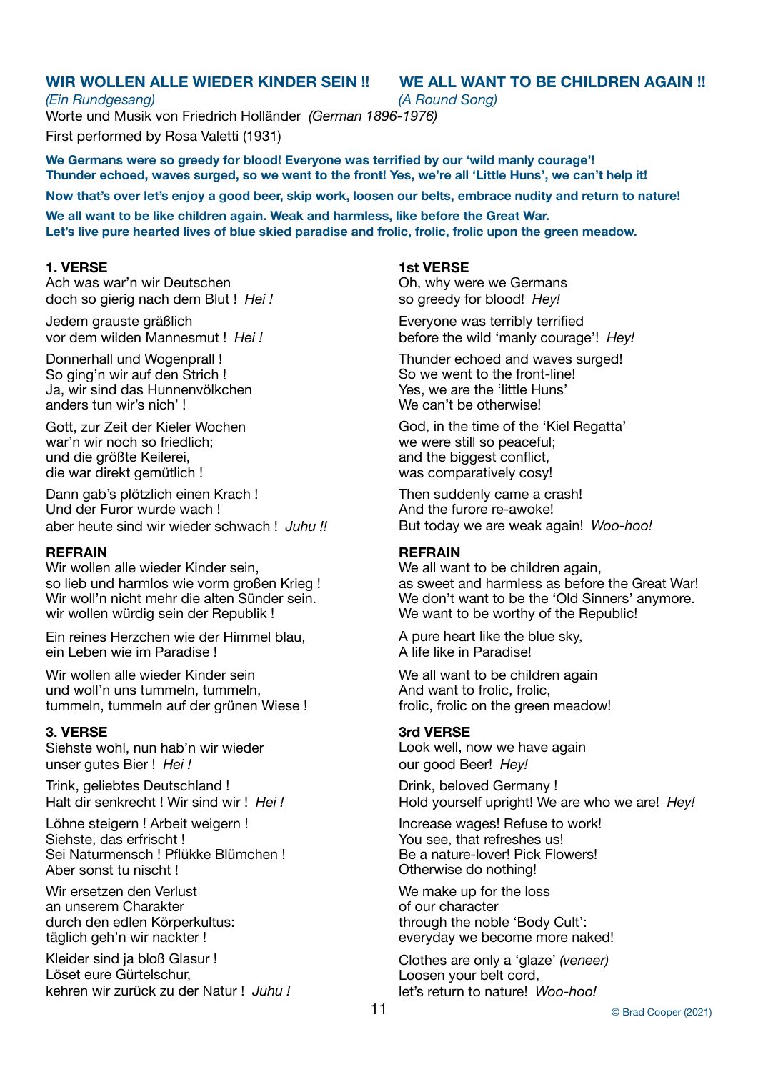## WIR WOLLEN ALLE WIEDER KINDER SEIN !!

*(Ein Rundgesang)*

## WE ALL WANT TO BE CHILDREN AGAIN !!

*(A Round Song)*

Worte und Musik von Friedrich Holländer *(German 1896-1976)*

First performed by Rosa Valetti (1931)

**We Germans were so greedy for blood! Everyone was terrified by our 'wild manly courage'! Thunder echoed, waves surged, so we went to the front! Yes, we're all 'Little Huns', we can't help it!**

**Now that's over let's enjoy a good beer, skip work, loosen our belts, embrace nudity and return to nature!**

**We all want to be like children again. Weak and harmless, like before the Great War. Let's live pure hearted lives of blue skied paradise and frolic, frolic, frolic upon the green meadow.**

**1. VERSE**

Ach was war'n wir Deutschen
doch so gierig nach dem Blut ! *Hei !*

Jedem grauste gräßlich
vor dem wilden Mannesmut ! *Hei !*

Donnerhall und Wogenprall !
So ging'n wir auf den Strich !
Ja, wir sind das Hunnenvölkchen
anders tun wir's nich' !

Gott, zur Zeit der Kieler Wochen
war'n wir noch so friedlich;
und die größte Keilerei,
die war direkt gemütlich !

Dann gab's plötzlich einen Krach !
Und der Furor wurde wach !
aber heute sind wir wieder schwach ! *Juhu !!*

**REFRAIN**

Wir wollen alle wieder Kinder sein,
so lieb und harmlos wie vorm großen Krieg !
Wir woll'n nicht mehr die alten Sünder sein.
wir wollen würdig sein der Republik !

Ein reines Herzchen wie der Himmel blau,
ein Leben wie im Paradise !

Wir wollen alle wieder Kinder sein
und woll'n uns tummeln, tummeln,
tummeln, tummeln auf der grünen Wiese !

**3. VERSE**

Siehste wohl, nun hab'n wir wieder
unser gutes Bier ! *Hei !*

Trink, geliebtes Deutschland !
Halt dir senkrecht ! Wir sind wir ! *Hei !*

Löhne steigern ! Arbeit weigern !
Siehste, das erfrischt !
Sei Naturmensch ! Pflükke Blümchen !
Aber sonst tu nischt !

Wir ersetzen den Verlust
an unserem Charakter
durch den edlen Körperkultus:
täglich geh'n wir nackter !

Kleider sind ja bloß Glasur !
Löset eure Gürtelschur,
kehren wir zurück zu der Natur ! *Juhu !*

**1st VERSE**

Oh, why were we Germans
so greedy for blood! *Hey!*

Everyone was terribly terrified
before the wild 'manly courage'! *Hey!*

Thunder echoed and waves surged!
So we went to the front-line!
Yes, we are the 'little Huns'
We can't be otherwise!

God, in the time of the 'Kiel Regatta'
we were still so peaceful;
and the biggest conflict,
was comparatively cosy!

Then suddenly came a crash!
And the furore re-awoke!
But today we are weak again! *Woo-hoo!*

**REFRAIN**

We all want to be children again,
as sweet and harmless as before the Great War!
We don't want to be the 'Old Sinners' anymore.
We want to be worthy of the Republic!

A pure heart like the blue sky,
A life like in Paradise!

We all want to be children again
And want to frolic, frolic,
frolic, frolic on the green meadow!

**3rd VERSE**

Look well, now we have again
our good Beer! *Hey!*

Drink, beloved Germany !
Hold yourself upright! We are who we are! *Hey!*

Increase wages! Refuse to work!
You see, that refreshes us!
Be a nature-lover! Pick Flowers!
Otherwise do nothing!

We make up for the loss
of our character
through the noble 'Body Cult':
everyday we become more naked!

Clothes are only a 'glaze' *(veneer)*
Loosen your belt cord,
let's return to nature! *Woo-hoo!*

© Brad Cooper (2021)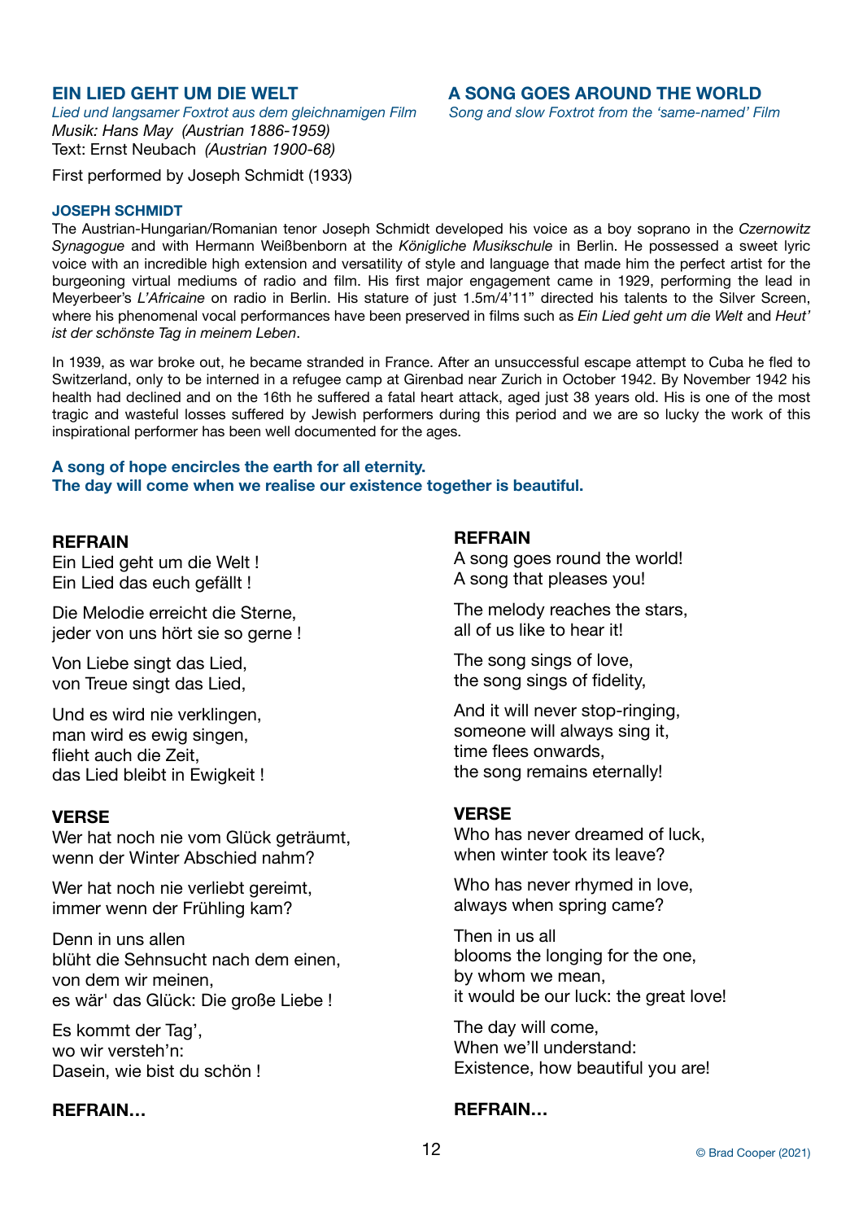## EIN LIED GEHT UM DIE WELT

*Lied und langsamer Foxtrot aus dem gleichnamigen Film*
*Musik: Hans May (Austrian 1886-1959)*
Text: Ernst Neubach *(Austrian 1900-68)*

First performed by Joseph Schmidt (1933)

## A SONG GOES AROUND THE WORLD

*Song and slow Foxtrot from the 'same-named' Film*

### JOSEPH SCHMIDT

The Austrian-Hungarian/Romanian tenor Joseph Schmidt developed his voice as a boy soprano in the *Czernowitz Synagogue* and with Hermann Weißbenborn at the *Königliche Musikschule* in Berlin. He possessed a sweet lyric voice with an incredible high extension and versatility of style and language that made him the perfect artist for the burgeoning virtual mediums of radio and film. His first major engagement came in 1929, performing the lead in Meyerbeer's *L'Africaine* on radio in Berlin. His stature of just 1.5m/4'11" directed his talents to the Silver Screen, where his phenomenal vocal performances have been preserved in films such as *Ein Lied geht um die Welt* and *Heut' ist der schönste Tag in meinem Leben*.

In 1939, as war broke out, he became stranded in France. After an unsuccessful escape attempt to Cuba he fled to Switzerland, only to be interned in a refugee camp at Girenbad near Zurich in October 1942. By November 1942 his health had declined and on the 16th he suffered a fatal heart attack, aged just 38 years old. His is one of the most tragic and wasteful losses suffered by Jewish performers during this period and we are so lucky the work of this inspirational performer has been well documented for the ages.

**A song of hope encircles the earth for all eternity.**
**The day will come when we realise our existence together is beautiful.**

**REFRAIN**
Ein Lied geht um die Welt !
Ein Lied das euch gefällt !

Die Melodie erreicht die Sterne,
jeder von uns hört sie so gerne !

Von Liebe singt das Lied,
von Treue singt das Lied,

Und es wird nie verklingen,
man wird es ewig singen,
flieht auch die Zeit,
das Lied bleibt in Ewigkeit !

**VERSE**
Wer hat noch nie vom Glück geträumt,
wenn der Winter Abschied nahm?

Wer hat noch nie verliebt gereimt,
immer wenn der Frühling kam?

Denn in uns allen
blüht die Sehnsucht nach dem einen,
von dem wir meinen,
es wär' das Glück: Die große Liebe !

Es kommt der Tag',
wo wir versteh'n:
Dasein, wie bist du schön !

**REFRAIN…**

**REFRAIN**
A song goes round the world!
A song that pleases you!

The melody reaches the stars,
all of us like to hear it!

The song sings of love,
the song sings of fidelity,

And it will never stop-ringing,
someone will always sing it,
time flees onwards,
the song remains eternally!

**VERSE**
Who has never dreamed of luck,
when winter took its leave?

Who has never rhymed in love,
always when spring came?

Then in us all
blooms the longing for the one,
by whom we mean,
it would be our luck: the great love!

The day will come,
When we'll understand:
Existence, how beautiful you are!

**REFRAIN…**

© Brad Cooper (2021)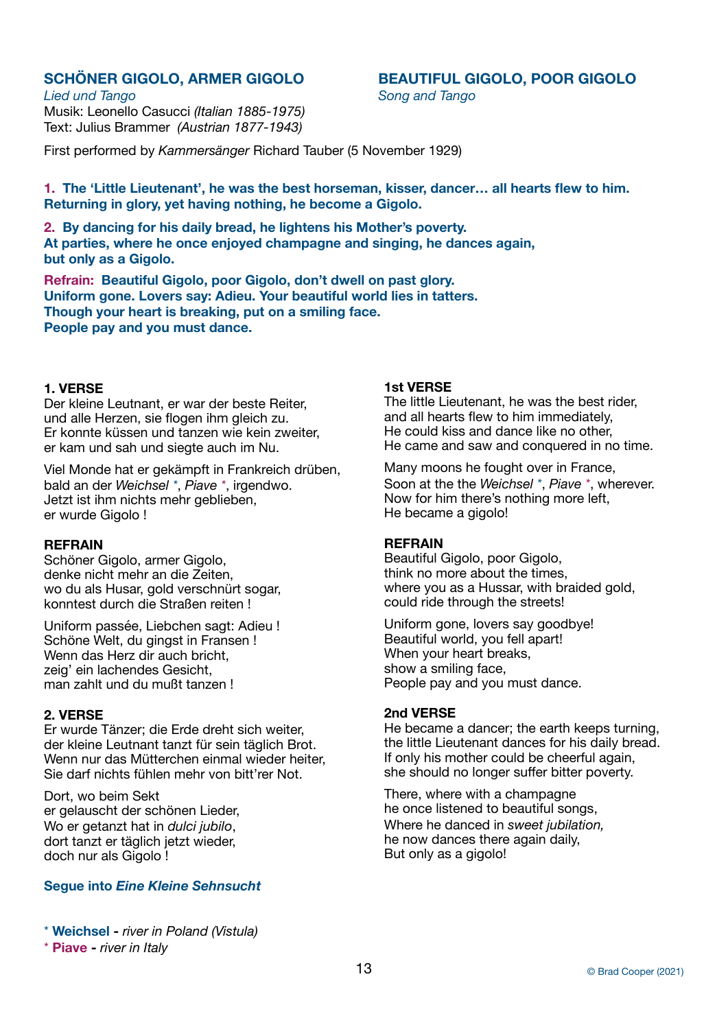## SCHÖNER GIGOLO, ARMER GIGOLO

*Lied und Tango*
Musik: Leonello Casucci *(Italian 1885-1975)*
Text: Julius Brammer *(Austrian 1877-1943)*

## BEAUTIFUL GIGOLO, POOR GIGOLO

*Song and Tango*

First performed by *Kammersänger* Richard Tauber (5 November 1929)

**1. The 'Little Lieutenant', he was the best horseman, kisser, dancer… all hearts flew to him. Returning in glory, yet having nothing, he become a Gigolo.**

**2. By dancing for his daily bread, he lightens his Mother's poverty. At parties, where he once enjoyed champagne and singing, he dances again, but only as a Gigolo.**

**Refrain: Beautiful Gigolo, poor Gigolo, don't dwell on past glory. Uniform gone. Lovers say: Adieu. Your beautiful world lies in tatters. Though your heart is breaking, put on a smiling face. People pay and you must dance.**

**1. VERSE**

Der kleine Leutnant, er war der beste Reiter,
und alle Herzen, sie flogen ihm gleich zu.
Er konnte küssen und tanzen wie kein zweiter,
er kam und sah und siegte auch im Nu.

Viel Monde hat er gekämpft in Frankreich drüben,
bald an der *Weichsel* *, *Piave* *, irgendwo.
Jetzt ist ihm nichts mehr geblieben,
er wurde Gigolo !

**REFRAIN**

Schöner Gigolo, armer Gigolo,
denke nicht mehr an die Zeiten,
wo du als Husar, gold verschnürt sogar,
konntest durch die Straßen reiten !

Uniform passée, Liebchen sagt: Adieu !
Schöne Welt, du gingst in Fransen !
Wenn das Herz dir auch bricht,
zeig' ein lachendes Gesicht,
man zahlt und du mußt tanzen !

**2. VERSE**

Er wurde Tänzer; die Erde dreht sich weiter,
der kleine Leutnant tanzt für sein täglich Brot.
Wenn nur das Mütterchen einmal wieder heiter,
Sie darf nichts fühlen mehr von bitt'rer Not.

Dort, wo beim Sekt
er gelauscht der schönen Lieder,
Wo er getanzt hat in *dulci jubilo*,
dort tanzt er täglich jetzt wieder,
doch nur als Gigolo !

**Segue into *Eine Kleine Sehnsucht***

**1st VERSE**

The little Lieutenant, he was the best rider,
and all hearts flew to him immediately,
He could kiss and dance like no other,
He came and saw and conquered in no time.

Many moons he fought over in France,
Soon at the the *Weichsel* *, *Piave* *, wherever.
Now for him there's nothing more left,
He became a gigolo!

**REFRAIN**

Beautiful Gigolo, poor Gigolo,
think no more about the times,
where you as a Hussar, with braided gold,
could ride through the streets!

Uniform gone, lovers say goodbye!
Beautiful world, you fell apart!
When your heart breaks,
show a smiling face,
People pay and you must dance.

**2nd VERSE**

He became a dancer; the earth keeps turning,
the little Lieutenant dances for his daily bread.
If only his mother could be cheerful again,
she should no longer suffer bitter poverty.

There, where with a champagne
he once listened to beautiful songs,
Where he danced in *sweet jubilation,*
he now dances there again daily,
But only as a gigolo!

* **Weichsel** - *river in Poland (Vistula)*
* **Piave** - *river in Italy*

© Brad Cooper (2021)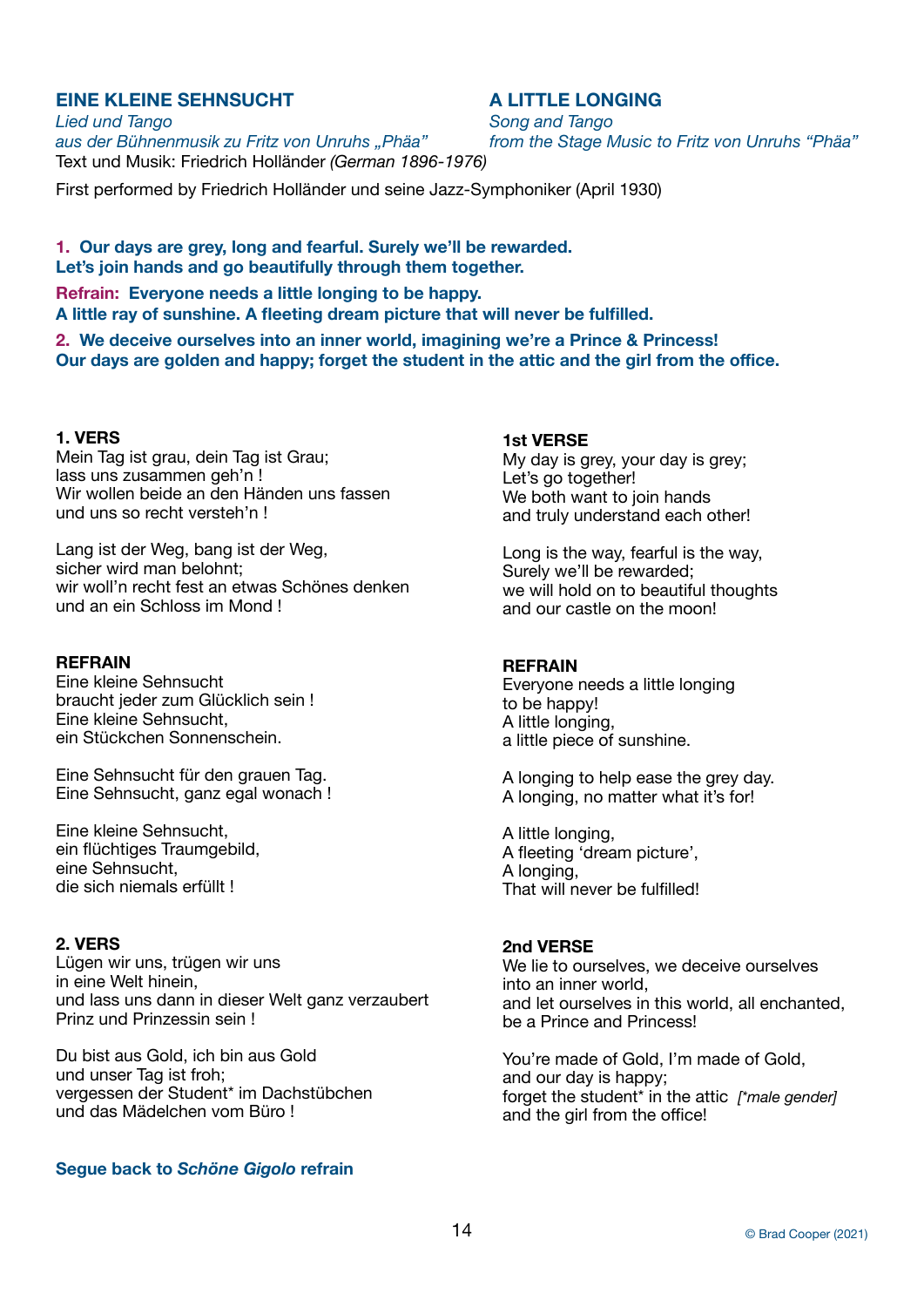## EINE KLEINE SEHNSUCHT

*Lied und Tango*
*aus der Bühnenmusik zu Fritz von Unruhs „Phäa"*

## A LITTLE LONGING

*Song and Tango*
*from the Stage Music to Fritz von Unruhs "Phäa"*

Text und Musik: Friedrich Holländer *(German 1896-1976)*

First performed by Friedrich Holländer und seine Jazz-Symphoniker (April 1930)

**1. Our days are grey, long and fearful. Surely we'll be rewarded.**
**Let's join hands and go beautifully through them together.**

**Refrain: Everyone needs a little longing to be happy.**
**A little ray of sunshine. A fleeting dream picture that will never be fulfilled.**

**2. We deceive ourselves into an inner world, imagining we're a Prince & Princess!**
**Our days are golden and happy; forget the student in the attic and the girl from the office.**

**1. VERS**

Mein Tag ist grau, dein Tag ist Grau;
lass uns zusammen geh'n !
Wir wollen beide an den Händen uns fassen
und uns so recht versteh'n !

Lang ist der Weg, bang ist der Weg,
sicher wird man belohnt;
wir woll'n recht fest an etwas Schönes denken
und an ein Schloss im Mond !

**1st VERSE**

My day is grey, your day is grey;
Let's go together!
We both want to join hands
and truly understand each other!

Long is the way, fearful is the way,
Surely we'll be rewarded;
we will hold on to beautiful thoughts
and our castle on the moon!

**REFRAIN**

Eine kleine Sehnsucht
braucht jeder zum Glücklich sein !
Eine kleine Sehnsucht,
ein Stückchen Sonnenschein.

Eine Sehnsucht für den grauen Tag.
Eine Sehnsucht, ganz egal wonach !

Eine kleine Sehnsucht,
ein flüchtiges Traumgebild,
eine Sehnsucht,
die sich niemals erfüllt !

**REFRAIN**

Everyone needs a little longing
to be happy!
A little longing,
a little piece of sunshine.

A longing to help ease the grey day.
A longing, no matter what it's for!

A little longing,
A fleeting 'dream picture',
A longing,
That will never be fulfilled!

**2. VERS**

Lügen wir uns, trügen wir uns
in eine Welt hinein,
und lass uns dann in dieser Welt ganz verzaubert
Prinz und Prinzessin sein !

Du bist aus Gold, ich bin aus Gold
und unser Tag ist froh;
vergessen der Student* im Dachstübchen
und das Mädelchen vom Büro !

**2nd VERSE**

We lie to ourselves, we deceive ourselves
into an inner world,
and let ourselves in this world, all enchanted,
be a Prince and Princess!

You're made of Gold, I'm made of Gold,
and our day is happy;
forget the student* in the attic *[*male gender]*
and the girl from the office!

**Segue back to *Schöne Gigolo* refrain**

© Brad Cooper (2021)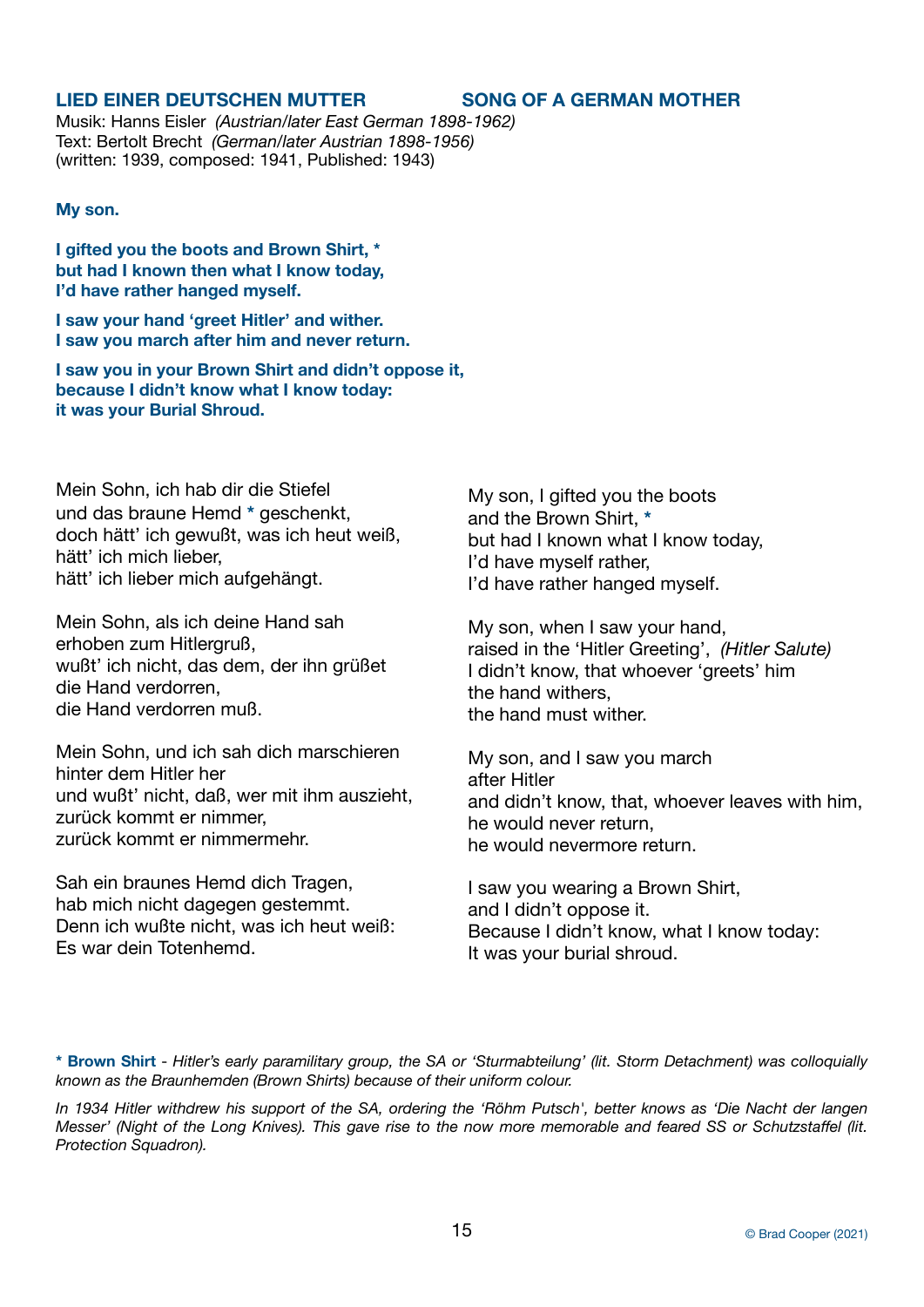## LIED EINER DEUTSCHEN MUTTER — SONG OF A GERMAN MOTHER

Musik: Hanns Eisler *(Austrian/later East German 1898-1962)*
Text: Bertolt Brecht *(German/later Austrian 1898-1956)*
(written: 1939, composed: 1941, Published: 1943)

**My son.**

**I gifted you the boots and Brown Shirt, ***
**but had I known then what I know today,**
**I'd have rather hanged myself.**

**I saw your hand 'greet Hitler' and wither.**
**I saw you march after him and never return.**

**I saw you in your Brown Shirt and didn't oppose it,**
**because I didn't know what I know today:**
**it was your Burial Shroud.**

Mein Sohn, ich hab dir die Stiefel
und das braune Hemd * geschenkt,
doch hätt' ich gewußt, was ich heut weiß,
hätt' ich mich lieber,
hätt' ich lieber mich aufgehängt.

Mein Sohn, als ich deine Hand sah
erhoben zum Hitlergruß,
wußt' ich nicht, das dem, der ihn grüßet
die Hand verdorren,
die Hand verdorren muß.

Mein Sohn, und ich sah dich marschieren
hinter dem Hitler her
und wußt' nicht, daß, wer mit ihm auszieht,
zurück kommt er nimmer,
zurück kommt er nimmermehr.

Sah ein braunes Hemd dich Tragen,
hab mich nicht dagegen gestemmt.
Denn ich wußte nicht, was ich heut weiß:
Es war dein Totenhemd.

My son, I gifted you the boots
and the Brown Shirt, *
but had I known what I know today,
I'd have myself rather,
I'd have rather hanged myself.

My son, when I saw your hand,
raised in the 'Hitler Greeting', *(Hitler Salute)*
I didn't know, that whoever 'greets' him
the hand withers,
the hand must wither.

My son, and I saw you march
after Hitler
and didn't know, that, whoever leaves with him,
he would never return,
he would nevermore return.

I saw you wearing a Brown Shirt,
and I didn't oppose it.
Because I didn't know, what I know today:
It was your burial shroud.

\* **Brown Shirt** - *Hitler's early paramilitary group, the SA or 'Sturmabteilung' (lit. Storm Detachment) was colloquially known as the Braunhemden (Brown Shirts) because of their uniform colour.*

*In 1934 Hitler withdrew his support of the SA, ordering the 'Röhm Putsch', better knows as 'Die Nacht der langen Messer' (Night of the Long Knives). This gave rise to the now more memorable and feared SS or Schutzstaffel (lit. Protection Squadron).*

© Brad Cooper (2021)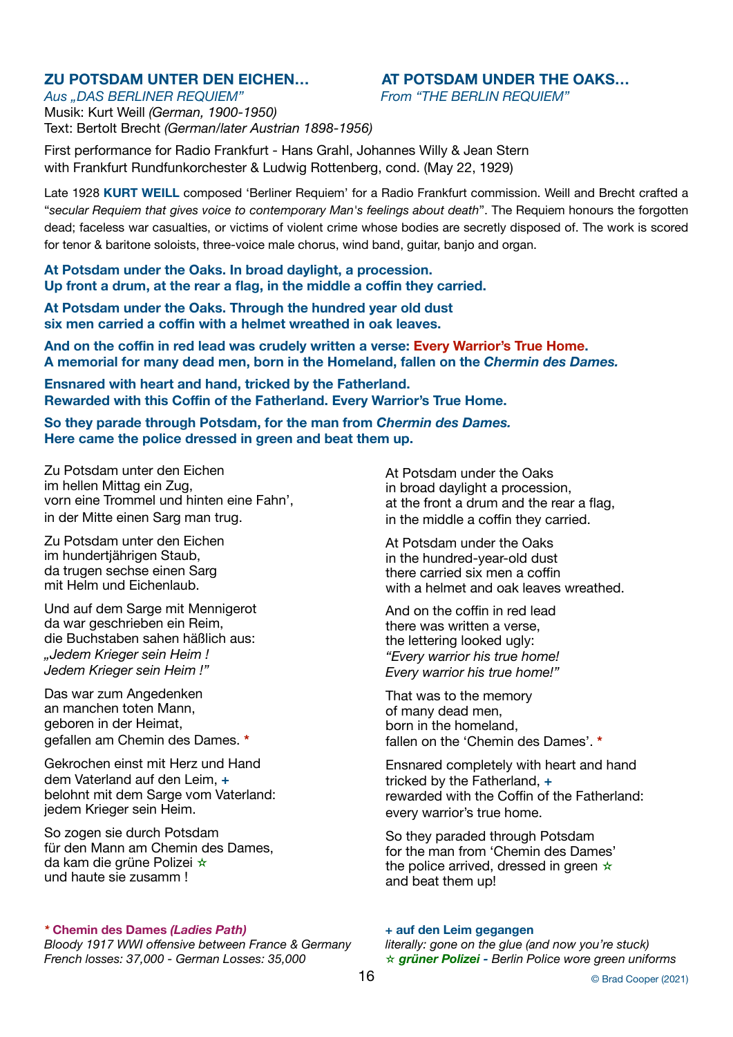## ZU POTSDAM UNTER DEN EICHEN…

*Aus „DAS BERLINER REQUIEM"*

## AT POTSDAM UNDER THE OAKS…

*From "THE BERLIN REQUIEM"*

Musik: Kurt Weill *(German, 1900-1950)*
Text: Bertolt Brecht *(German/later Austrian 1898-1956)*

First performance for Radio Frankfurt - Hans Grahl, Johannes Willy & Jean Stern with Frankfurt Rundfunkorchester & Ludwig Rottenberg, cond. (May 22, 1929)

Late 1928 **KURT WEILL** composed 'Berliner Requiem' for a Radio Frankfurt commission. Weill and Brecht crafted a "*secular Requiem that gives voice to contemporary Man's feelings about death*". The Requiem honours the forgotten dead; faceless war casualties, or victims of violent crime whose bodies are secretly disposed of. The work is scored for tenor & baritone soloists, three-voice male chorus, wind band, guitar, banjo and organ.

**At Potsdam under the Oaks. In broad daylight, a procession.**
**Up front a drum, at the rear a flag, in the middle a coffin they carried.**

**At Potsdam under the Oaks. Through the hundred year old dust**
**six men carried a coffin with a helmet wreathed in oak leaves.**

**And on the coffin in red lead was crudely written a verse: Every Warrior's True Home.**
**A memorial for many dead men, born in the Homeland, fallen on the *Chermin des Dames.***

**Ensnared with heart and hand, tricked by the Fatherland.**
**Rewarded with this Coffin of the Fatherland. Every Warrior's True Home.**

**So they parade through Potsdam, for the man from *Chermin des Dames.***
**Here came the police dressed in green and beat them up.**

Zu Potsdam unter den Eichen
im hellen Mittag ein Zug,
vorn eine Trommel und hinten eine Fahn',
in der Mitte einen Sarg man trug.

Zu Potsdam unter den Eichen
im hundertjährigen Staub,
da trugen sechse einen Sarg
mit Helm und Eichenlaub.

Und auf dem Sarge mit Mennigerot
da war geschrieben ein Reim,
die Buchstaben sahen häßlich aus:
*„Jedem Krieger sein Heim !*
*Jedem Krieger sein Heim !"*

Das war zum Angedenken
an manchen toten Mann,
geboren in der Heimat,
gefallen am Chemin des Dames. *

Gekrochen einst mit Herz und Hand
dem Vaterland auf den Leim, +
belohnt mit dem Sarge vom Vaterland:
jedem Krieger sein Heim.

So zogen sie durch Potsdam
für den Mann am Chemin des Dames,
da kam die grüne Polizei ☆
und haute sie zusamm !

At Potsdam under the Oaks
in broad daylight a procession,
at the front a drum and the rear a flag,
in the middle a coffin they carried.

At Potsdam under the Oaks
in the hundred-year-old dust
there carried six men a coffin
with a helmet and oak leaves wreathed.

And on the coffin in red lead
there was written a verse,
the lettering looked ugly:
*"Every warrior his true home!*
*Every warrior his true home!"*

That was to the memory
of many dead men,
born in the homeland,
fallen on the 'Chemin des Dames'. *

Ensnared completely with heart and hand
tricked by the Fatherland, +
rewarded with the Coffin of the Fatherland:
every warrior's true home.

So they paraded through Potsdam
for the man from 'Chemin des Dames'
the police arrived, dressed in green ☆
and beat them up!

**\* Chemin des Dames *(Ladies Path)***
*Bloody 1917 WWI offensive between France & Germany*
*French losses: 37,000 - German Losses: 35,000*

**+ auf den Leim gegangen**
*literally: gone on the glue (and now you're stuck)*
☆ ***grüner Polizei*** *- Berlin Police wore green uniforms*

© Brad Cooper (2021)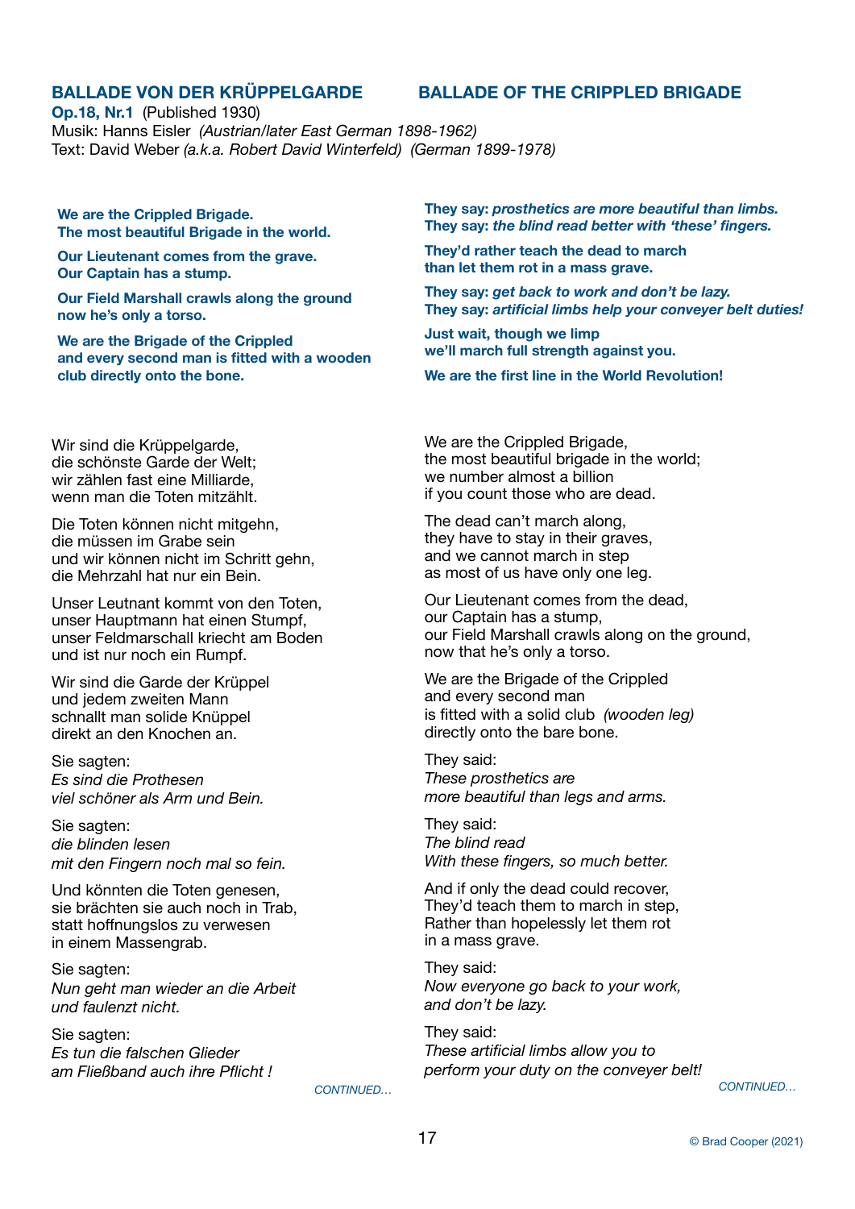## BALLADE VON DER KRÜPPELGARDE

## BALLADE OF THE CRIPPLED BRIGADE

**Op.18, Nr.1** (Published 1930)
Musik: Hanns Eisler *(Austrian/later East German 1898-1962)*
Text: David Weber *(a.k.a. Robert David Winterfeld)* *(German 1899-1978)*

**We are the Crippled Brigade.**
**The most beautiful Brigade in the world.**

**Our Lieutenant comes from the grave.**
**Our Captain has a stump.**

**Our Field Marshall crawls along the ground**
**now he's only a torso.**

**We are the Brigade of the Crippled**
**and every second man is fitted with a wooden**
**club directly onto the bone.**

**They say: *prosthetics are more beautiful than limbs.***
**They say: *the blind read better with 'these' fingers.***

**They'd rather teach the dead to march**
**than let them rot in a mass grave.**

**They say: *get back to work and don't be lazy.***
**They say: *artificial limbs help your conveyer belt duties!***

**Just wait, though we limp**
**we'll march full strength against you.**

**We are the first line in the World Revolution!**

Wir sind die Krüppelgarde,
die schönste Garde der Welt;
wir zählen fast eine Milliarde,
wenn man die Toten mitzählt.

Die Toten können nicht mitgehn,
die müssen im Grabe sein
und wir können nicht im Schritt gehn,
die Mehrzahl hat nur ein Bein.

Unser Leutnant kommt von den Toten,
unser Hauptmann hat einen Stumpf,
unser Feldmarschall kriecht am Boden
und ist nur noch ein Rumpf.

Wir sind die Garde der Krüppel
und jedem zweiten Mann
schnallt man solide Knüppel
direkt an den Knochen an.

Sie sagten:
*Es sind die Prothesen*
*viel schöner als Arm und Bein.*

Sie sagten:
*die blinden lesen*
*mit den Fingern noch mal so fein.*

Und könnten die Toten genesen,
sie brächten sie auch noch in Trab,
statt hoffnungslos zu verwesen
in einem Massengrab.

Sie sagten:
*Nun geht man wieder an die Arbeit*
*und faulenzt nicht.*

Sie sagten:
*Es tun die falschen Glieder*
*am Fließband auch ihre Pflicht !*

*CONTINUED…*

We are the Crippled Brigade,
the most beautiful brigade in the world;
we number almost a billion
if you count those who are dead.

The dead can't march along,
they have to stay in their graves,
and we cannot march in step
as most of us have only one leg.

Our Lieutenant comes from the dead,
our Captain has a stump,
our Field Marshall crawls along on the ground,
now that he's only a torso.

We are the Brigade of the Crippled
and every second man
is fitted with a solid club *(wooden leg)*
directly onto the bare bone.

They said:
*These prosthetics are*
*more beautiful than legs and arms.*

They said:
*The blind read*
*With these fingers, so much better.*

And if only the dead could recover,
They'd teach them to march in step,
Rather than hopelessly let them rot
in a mass grave.

They said:
*Now everyone go back to your work,*
*and don't be lazy.*

They said:
*These artificial limbs allow you to*
*perform your duty on the conveyer belt!*

*CONTINUED…*

© Brad Cooper (2021)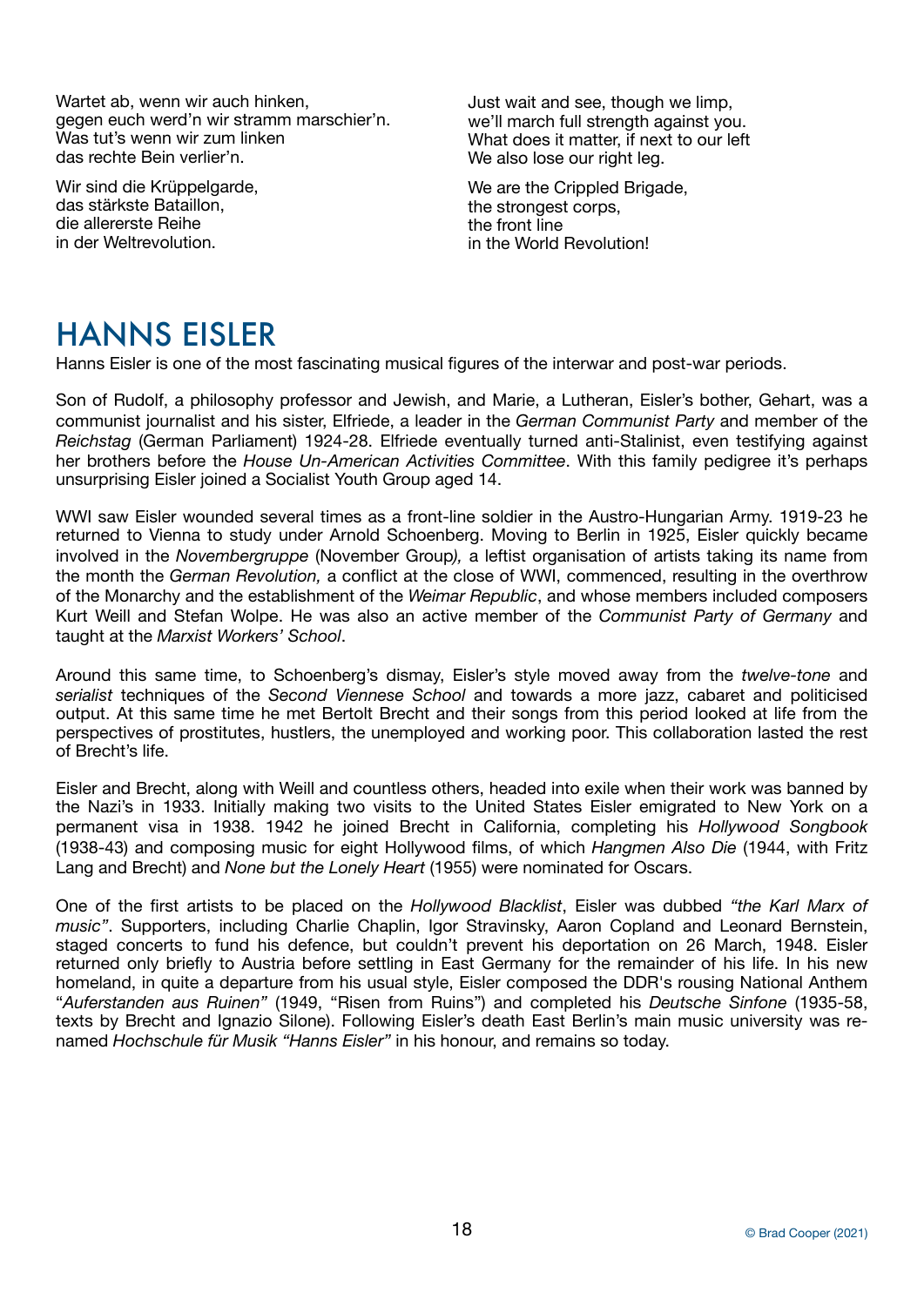Wartet ab, wenn wir auch hinken,
gegen euch werd'n wir stramm marschier'n.
Was tut's wenn wir zum linken
das rechte Bein verlier'n.

Just wait and see, though we limp,
we'll march full strength against you.
What does it matter, if next to our left
We also lose our right leg.

Wir sind die Krüppelgarde,
das stärkste Bataillon,
die allererste Reihe
in der Weltrevolution.

We are the Crippled Brigade,
the strongest corps,
the front line
in the World Revolution!

# HANNS EISLER

Hanns Eisler is one of the most fascinating musical figures of the interwar and post-war periods.

Son of Rudolf, a philosophy professor and Jewish, and Marie, a Lutheran, Eisler's bother, Gehart, was a communist journalist and his sister, Elfriede, a leader in the *German Communist Party* and member of the *Reichstag* (German Parliament) 1924-28. Elfriede eventually turned anti-Stalinist, even testifying against her brothers before the *House Un-American Activities Committee*. With this family pedigree it's perhaps unsurprising Eisler joined a Socialist Youth Group aged 14.

WWI saw Eisler wounded several times as a front-line soldier in the Austro-Hungarian Army. 1919-23 he returned to Vienna to study under Arnold Schoenberg. Moving to Berlin in 1925, Eisler quickly became involved in the *Novembergruppe* (November Group)*,* a leftist organisation of artists taking its name from the month the *German Revolution,* a conflict at the close of WWI, commenced, resulting in the overthrow of the Monarchy and the establishment of the *Weimar Republic*, and whose members included composers Kurt Weill and Stefan Wolpe. He was also an active member of the *Communist Party of Germany* and taught at the *Marxist Workers' School*.

Around this same time, to Schoenberg's dismay, Eisler's style moved away from the *twelve-tone* and *serialist* techniques of the *Second Viennese School* and towards a more jazz, cabaret and politicised output. At this same time he met Bertolt Brecht and their songs from this period looked at life from the perspectives of prostitutes, hustlers, the unemployed and working poor. This collaboration lasted the rest of Brecht's life.

Eisler and Brecht, along with Weill and countless others, headed into exile when their work was banned by the Nazi's in 1933. Initially making two visits to the United States Eisler emigrated to New York on a permanent visa in 1938. 1942 he joined Brecht in California, completing his *Hollywood Songbook* (1938-43) and composing music for eight Hollywood films, of which *Hangmen Also Die* (1944, with Fritz Lang and Brecht) and *None but the Lonely Heart* (1955) were nominated for Oscars.

One of the first artists to be placed on the *Hollywood Blacklist*, Eisler was dubbed *"the Karl Marx of music"*. Supporters, including Charlie Chaplin, Igor Stravinsky, Aaron Copland and Leonard Bernstein, staged concerts to fund his defence, but couldn't prevent his deportation on 26 March, 1948. Eisler returned only briefly to Austria before settling in East Germany for the remainder of his life. In his new homeland, in quite a departure from his usual style, Eisler composed the DDR's rousing National Anthem "*Auferstanden aus Ruinen"* (1949, "Risen from Ruins") and completed his *Deutsche Sinfone* (1935-58, texts by Brecht and Ignazio Silone). Following Eisler's death East Berlin's main music university was re-named *Hochschule für Musik "Hanns Eisler"* in his honour, and remains so today.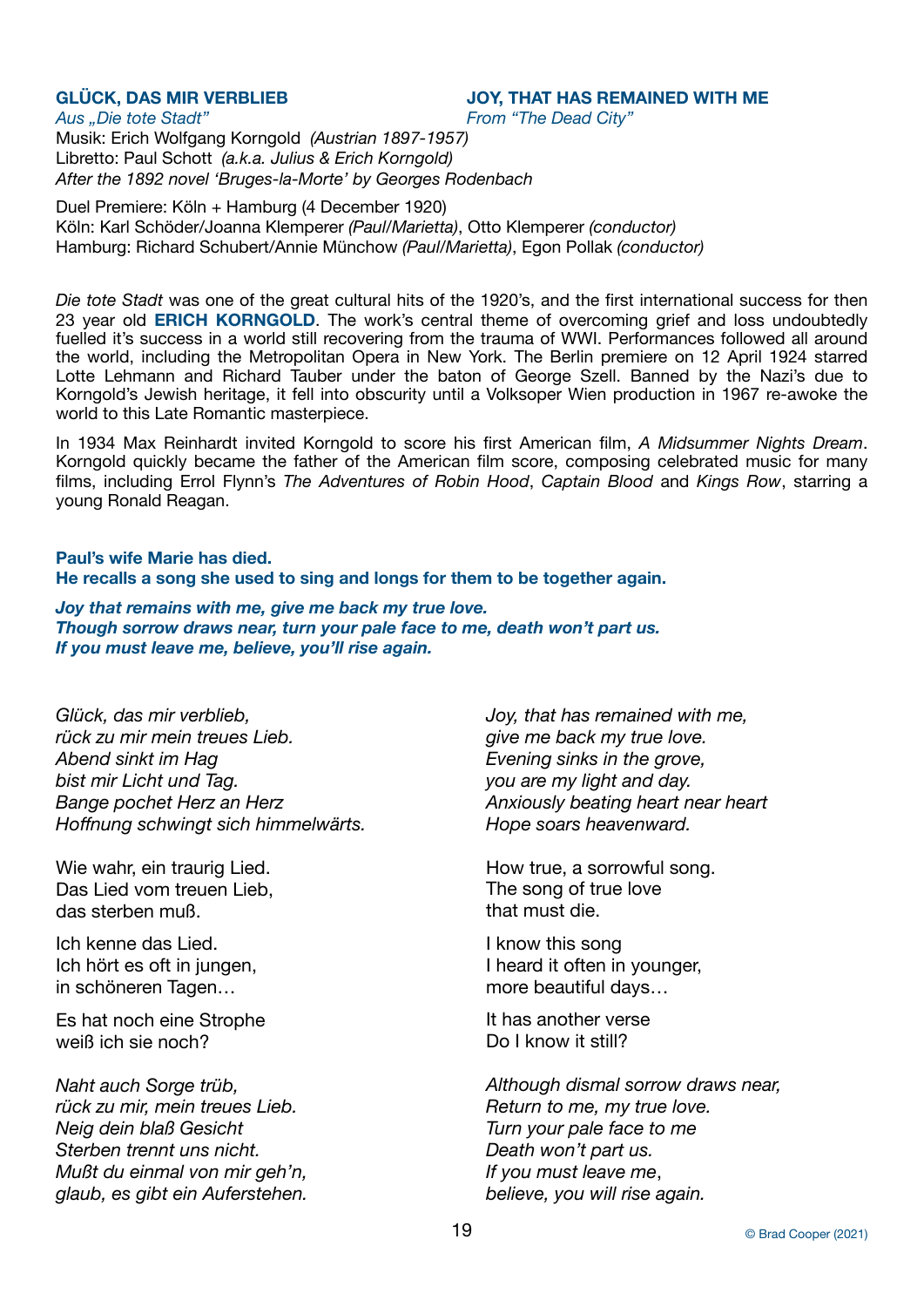**GLÜCK, DAS MIR VERBLIEB**

*Aus „Die tote Stadt"*

**JOY, THAT HAS REMAINED WITH ME**

*From "The Dead City"*

Musik: Erich Wolfgang Korngold *(Austrian 1897-1957)*
Libretto: Paul Schott *(a.k.a. Julius & Erich Korngold)*
*After the 1892 novel 'Bruges-la-Morte' by Georges Rodenbach*

Duel Premiere: Köln + Hamburg (4 December 1920)
Köln: Karl Schöder/Joanna Klemperer *(Paul/Marietta)*, Otto Klemperer *(conductor)*
Hamburg: Richard Schubert/Annie Münchow *(Paul/Marietta)*, Egon Pollak *(conductor)*

*Die tote Stadt* was one of the great cultural hits of the 1920's, and the first international success for then 23 year old **ERICH KORNGOLD**. The work's central theme of overcoming grief and loss undoubtedly fuelled it's success in a world still recovering from the trauma of WWI. Performances followed all around the world, including the Metropolitan Opera in New York. The Berlin premiere on 12 April 1924 starred Lotte Lehmann and Richard Tauber under the baton of George Szell. Banned by the Nazi's due to Korngold's Jewish heritage, it fell into obscurity until a Volksoper Wien production in 1967 re-awoke the world to this Late Romantic masterpiece.

In 1934 Max Reinhardt invited Korngold to score his first American film, *A Midsummer Nights Dream*. Korngold quickly became the father of the American film score, composing celebrated music for many films, including Errol Flynn's *The Adventures of Robin Hood*, *Captain Blood* and *Kings Row*, starring a young Ronald Reagan.

**Paul's wife Marie has died.**
**He recalls a song she used to sing and longs for them to be together again.**

***Joy that remains with me, give me back my true love.***
***Though sorrow draws near, turn your pale face to me, death won't part us.***
***If you must leave me, believe, you'll rise again.***

*Glück, das mir verblieb,*
*rück zu mir mein treues Lieb.*
*Abend sinkt im Hag*
*bist mir Licht und Tag.*
*Bange pochet Herz an Herz*
*Hoffnung schwingt sich himmelwärts.*

Wie wahr, ein traurig Lied.
Das Lied vom treuen Lieb,
das sterben muß.

Ich kenne das Lied.
Ich hört es oft in jungen,
in schöneren Tagen…

Es hat noch eine Strophe
weiß ich sie noch?

*Naht auch Sorge trüb,*
*rück zu mir, mein treues Lieb.*
*Neig dein blaß Gesicht*
*Sterben trennt uns nicht.*
*Mußt du einmal von mir geh'n,*
*glaub, es gibt ein Auferstehen.*

*Joy, that has remained with me,*
*give me back my true love.*
*Evening sinks in the grove,*
*you are my light and day.*
*Anxiously beating heart near heart*
*Hope soars heavenward.*

How true, a sorrowful song.
The song of true love
that must die.

I know this song
I heard it often in younger,
more beautiful days…

It has another verse
Do I know it still?

*Although dismal sorrow draws near,*
*Return to me, my true love.*
*Turn your pale face to me*
*Death won't part us.*
*If you must leave me,*
*believe, you will rise again.*

© Brad Cooper (2021)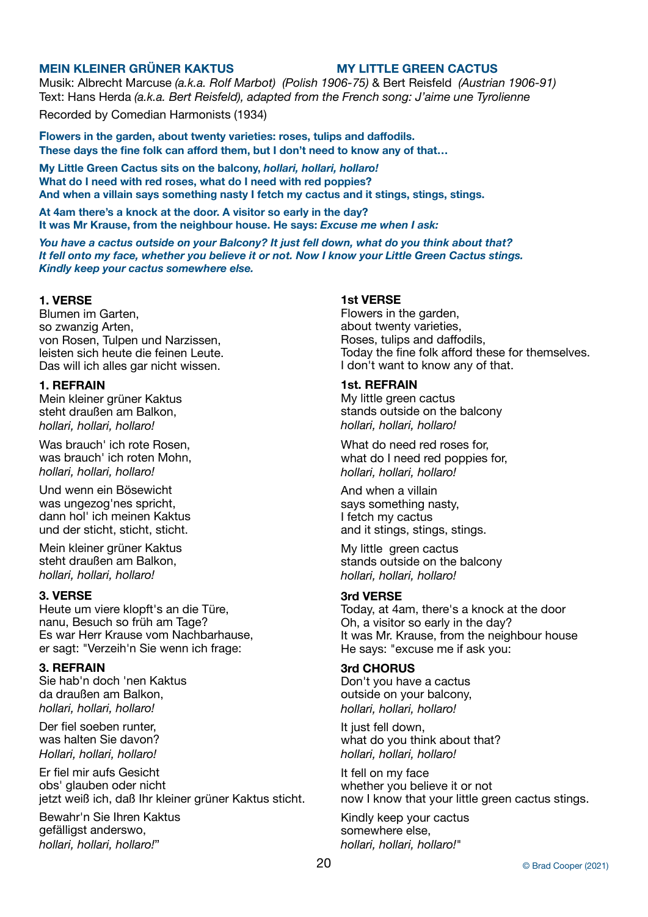**MEIN KLEINER GRÜNER KAKTUS** **MY LITTLE GREEN CACTUS**

Musik: Albrecht Marcuse *(a.k.a. Rolf Marbot) (Polish 1906-75)* & Bert Reisfeld *(Austrian 1906-91)*
Text: Hans Herda *(a.k.a. Bert Reisfeld), adapted from the French song: J'aime une Tyrolienne*

Recorded by Comedian Harmonists (1934)

**Flowers in the garden, about twenty varieties: roses, tulips and daffodils.**
**These days the fine folk can afford them, but I don't need to know any of that…**

**My Little Green Cactus sits on the balcony, *hollari, hollari, hollaro!***
**What do I need with red roses, what do I need with red poppies?**
**And when a villain says something nasty I fetch my cactus and it stings, stings, stings.**

**At 4am there's a knock at the door. A visitor so early in the day?**
**It was Mr Krause, from the neighbour house. He says: *Excuse me when I ask:***

***You have a cactus outside on your Balcony? It just fell down, what do you think about that?***
***It fell onto my face, whether you believe it or not. Now I know your Little Green Cactus stings.***
***Kindly keep your cactus somewhere else.***

**1. VERSE**
Blumen im Garten,
so zwanzig Arten,
von Rosen, Tulpen und Narzissen,
leisten sich heute die feinen Leute.
Das will ich alles gar nicht wissen.

**1. REFRAIN**
Mein kleiner grüner Kaktus
steht draußen am Balkon,
*hollari, hollari, hollaro!*

Was brauch' ich rote Rosen,
was brauch' ich roten Mohn,
*hollari, hollari, hollaro!*

Und wenn ein Bösewicht
was ungezog'nes spricht,
dann hol' ich meinen Kaktus
und der sticht, sticht, sticht.

Mein kleiner grüner Kaktus
steht draußen am Balkon,
*hollari, hollari, hollaro!*

**3. VERSE**
Heute um viere klopft's an die Türe,
nanu, Besuch so früh am Tage?
Es war Herr Krause vom Nachbarhause,
er sagt: "Verzeih'n Sie wenn ich frage:

**3. REFRAIN**
Sie hab'n doch 'nen Kaktus
da draußen am Balkon,
*hollari, hollari, hollaro!*

Der fiel soeben runter,
was halten Sie davon?
*Hollari, hollari, hollaro!*

Er fiel mir aufs Gesicht
obs' glauben oder nicht
jetzt weiß ich, daß Ihr kleiner grüner Kaktus sticht.

Bewahr'n Sie Ihren Kaktus
gefälligst anderswo,
*hollari, hollari, hollaro!*"

**1st VERSE**
Flowers in the garden,
about twenty varieties,
Roses, tulips and daffodils,
Today the fine folk afford these for themselves.
I don't want to know any of that.

**1st. REFRAIN**
My little green cactus
stands outside on the balcony
*hollari, hollari, hollaro!*

What do need red roses for,
what do I need red poppies for,
*hollari, hollari, hollaro!*

And when a villain
says something nasty,
I fetch my cactus
and it stings, stings, stings.

My little green cactus
stands outside on the balcony
*hollari, hollari, hollaro!*

**3rd VERSE**
Today, at 4am, there's a knock at the door
Oh, a visitor so early in the day?
It was Mr. Krause, from the neighbour house
He says: "excuse me if ask you:

**3rd CHORUS**
Don't you have a cactus
outside on your balcony,
*hollari, hollari, hollaro!*

It just fell down,
what do you think about that?
*hollari, hollari, hollaro!*

It fell on my face
whether you believe it or not
now I know that your little green cactus stings.

Kindly keep your cactus
somewhere else,
*hollari, hollari, hollaro!*"

© Brad Cooper (2021)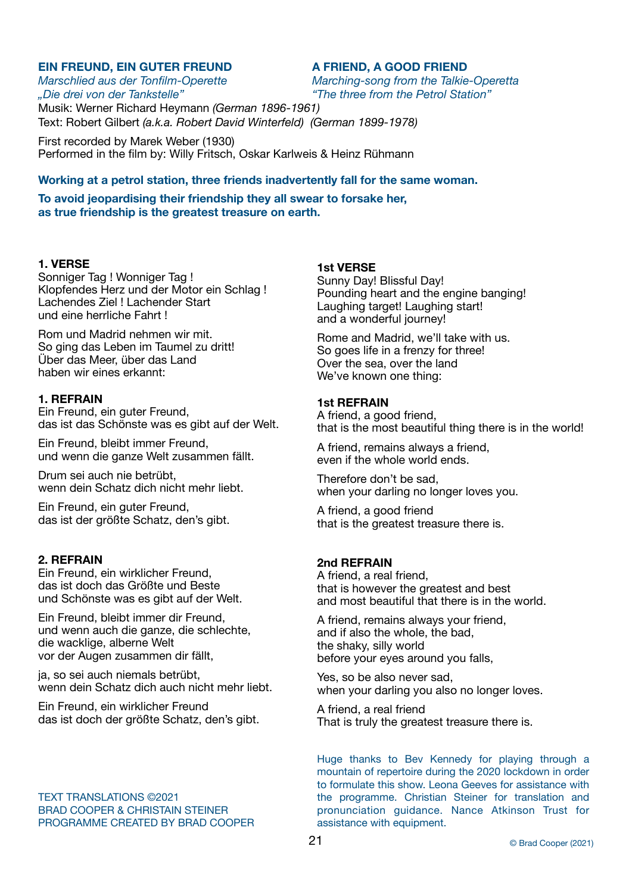## EIN FREUND, EIN GUTER FREUND

*Marschlied aus der Tonfilm-Operette „Die drei von der Tankstelle"*

## A FRIEND, A GOOD FRIEND

*Marching-song from the Talkie-Operetta "The three from the Petrol Station"*

Musik: Werner Richard Heymann *(German 1896-1961)*
Text: Robert Gilbert *(a.k.a. Robert David Winterfeld) (German 1899-1978)*

First recorded by Marek Weber (1930)
Performed in the film by: Willy Fritsch, Oskar Karlweis & Heinz Rühmann

**Working at a petrol station, three friends inadvertently fall for the same woman.**

**To avoid jeopardising their friendship they all swear to forsake her, as true friendship is the greatest treasure on earth.**

**1. VERSE**
Sonniger Tag ! Wonniger Tag !
Klopfendes Herz und der Motor ein Schlag !
Lachendes Ziel ! Lachender Start
und eine herrliche Fahrt !

Rom und Madrid nehmen wir mit.
So ging das Leben im Taumel zu dritt!
Über das Meer, über das Land
haben wir eines erkannt:

**1. REFRAIN**
Ein Freund, ein guter Freund,
das ist das Schönste was es gibt auf der Welt.

Ein Freund, bleibt immer Freund,
und wenn die ganze Welt zusammen fällt.

Drum sei auch nie betrübt,
wenn dein Schatz dich nicht mehr liebt.

Ein Freund, ein guter Freund,
das ist der größte Schatz, den's gibt.

**2. REFRAIN**
Ein Freund, ein wirklicher Freund,
das ist doch das Größte und Beste
und Schönste was es gibt auf der Welt.

Ein Freund, bleibt immer dir Freund,
und wenn auch die ganze, die schlechte,
die wacklige, alberne Welt
vor der Augen zusammen dir fällt,

ja, so sei auch niemals betrübt,
wenn dein Schatz dich auch nicht mehr liebt.

Ein Freund, ein wirklicher Freund
das ist doch der größte Schatz, den's gibt.

**1st VERSE**
Sunny Day! Blissful Day!
Pounding heart and the engine banging!
Laughing target! Laughing start!
and a wonderful journey!

Rome and Madrid, we'll take with us.
So goes life in a frenzy for three!
Over the sea, over the land
We've known one thing:

**1st REFRAIN**
A friend, a good friend,
that is the most beautiful thing there is in the world!

A friend, remains always a friend,
even if the whole world ends.

Therefore don't be sad,
when your darling no longer loves you.

A friend, a good friend
that is the greatest treasure there is.

**2nd REFRAIN**
A friend, a real friend,
that is however the greatest and best
and most beautiful that there is in the world.

A friend, remains always your friend,
and if also the whole, the bad,
the shaky, silly world
before your eyes around you falls,

Yes, so be also never sad,
when your darling you also no longer loves.

A friend, a real friend
That is truly the greatest treasure there is.

Huge thanks to Bev Kennedy for playing through a mountain of repertoire during the 2020 lockdown in order to formulate this show. Leona Geeves for assistance with the programme. Christian Steiner for translation and pronunciation guidance. Nance Atkinson Trust for assistance with equipment.

TEXT TRANSLATIONS ©2021
BRAD COOPER & CHRISTAIN STEINER
PROGRAMME CREATED BY BRAD COOPER

© Brad Cooper (2021)